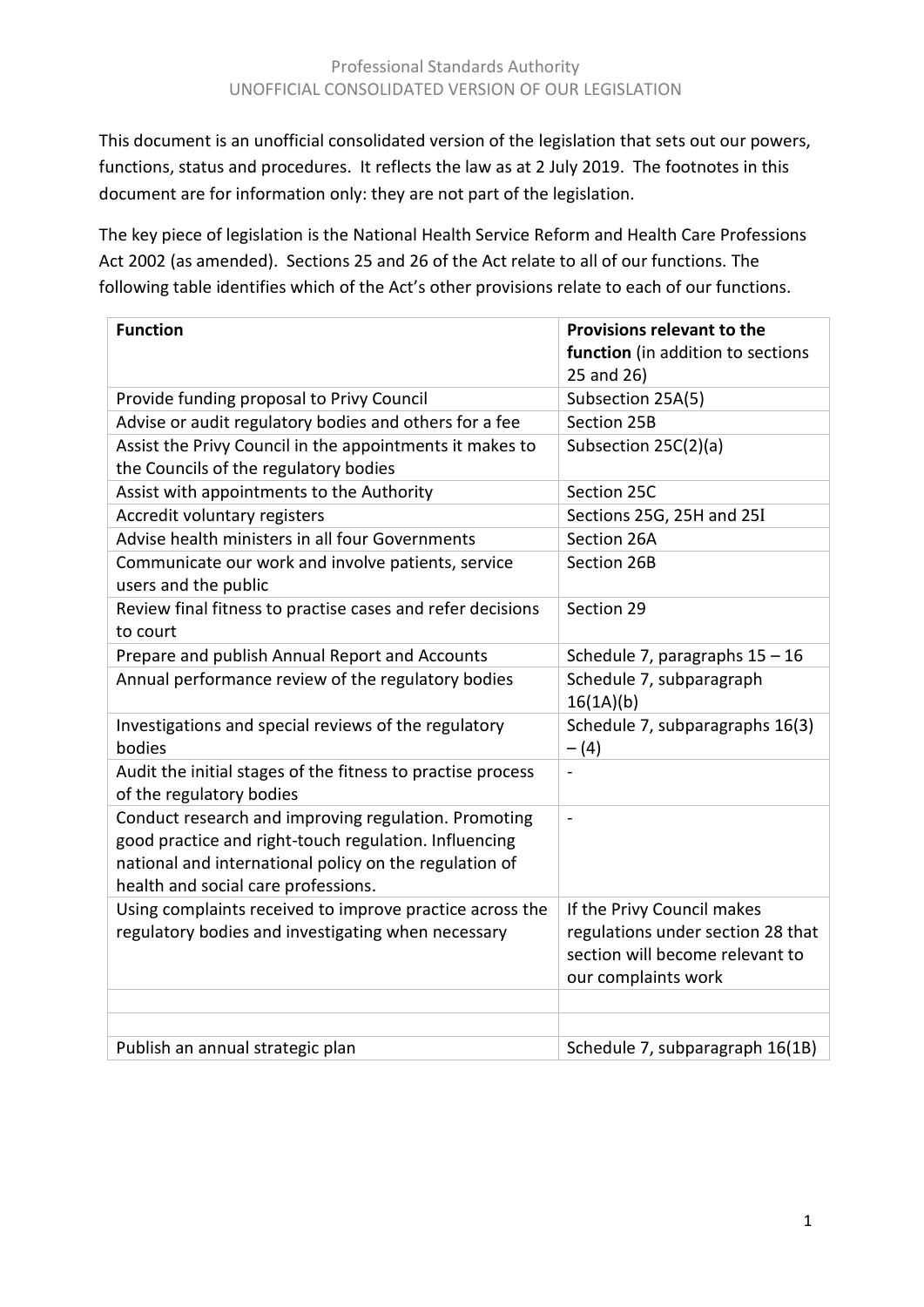This document is an unofficial consolidated version of the legislation that sets out our powers, functions, status and procedures. It reflects the law as at 2 July 2019. The footnotes in this document are for information only: they are not part of the legislation.

The key piece of legislation is the National Health Service Reform and Health Care Professions Act 2002 (as amended). Sections 25 and 26 of the Act relate to all of our functions. The following table identifies which of the Act's other provisions relate to each of our functions.

| **Function** | **Provisions relevant to the function** (in addition to sections 25 and 26) |
|---|---|
| Provide funding proposal to Privy Council | Subsection 25A(5) |
| Advise or audit regulatory bodies and others for a fee | Section 25B |
| Assist the Privy Council in the appointments it makes to the Councils of the regulatory bodies | Subsection 25C(2)(a) |
| Assist with appointments to the Authority | Section 25C |
| Accredit voluntary registers | Sections 25G, 25H and 25I |
| Advise health ministers in all four Governments | Section 26A |
| Communicate our work and involve patients, service users and the public | Section 26B |
| Review final fitness to practise cases and refer decisions to court | Section 29 |
| Prepare and publish Annual Report and Accounts | Schedule 7, paragraphs 15 – 16 |
| Annual performance review of the regulatory bodies | Schedule 7, subparagraph 16(1A)(b) |
| Investigations and special reviews of the regulatory bodies | Schedule 7, subparagraphs 16(3) – (4) |
| Audit the initial stages of the fitness to practise process of the regulatory bodies | - |
| Conduct research and improving regulation. Promoting good practice and right-touch regulation. Influencing national and international policy on the regulation of health and social care professions. | - |
| Using complaints received to improve practice across the regulatory bodies and investigating when necessary | If the Privy Council makes regulations under section 28 that section will become relevant to our complaints work |
| | |
| | |
| Publish an annual strategic plan | Schedule 7, subparagraph 16(1B) |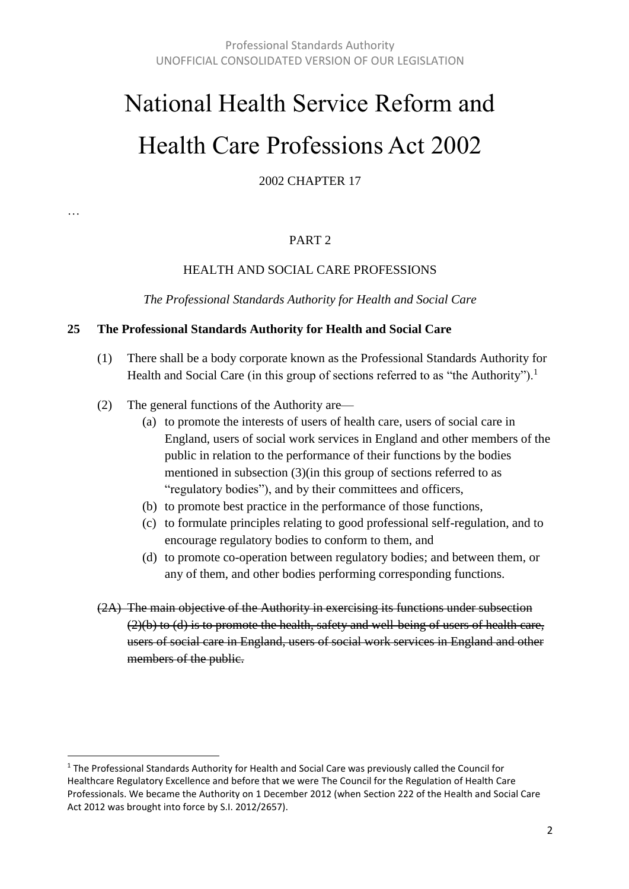# National Health Service Reform and Health Care Professions Act 2002

2002 CHAPTER 17

…

PART 2

HEALTH AND SOCIAL CARE PROFESSIONS

*The Professional Standards Authority for Health and Social Care*

**25 The Professional Standards Authority for Health and Social Care**

(1) There shall be a body corporate known as the Professional Standards Authority for Health and Social Care (in this group of sections referred to as "the Authority").[1]

(2) The general functions of the Authority are—

(a) to promote the interests of users of health care, users of social care in England, users of social work services in England and other members of the public in relation to the performance of their functions by the bodies mentioned in subsection (3)(in this group of sections referred to as "regulatory bodies"), and by their committees and officers,

(b) to promote best practice in the performance of those functions,

(c) to formulate principles relating to good professional self-regulation, and to encourage regulatory bodies to conform to them, and

(d) to promote co-operation between regulatory bodies; and between them, or any of them, and other bodies performing corresponding functions.

~~(2A) The main objective of the Authority in exercising its functions under subsection (2)(b) to (d) is to promote the health, safety and well-being of users of health care, users of social care in England, users of social work services in England and other members of the public.~~

---

[1] The Professional Standards Authority for Health and Social Care was previously called the Council for Healthcare Regulatory Excellence and before that we were The Council for the Regulation of Health Care Professionals. We became the Authority on 1 December 2012 (when Section 222 of the Health and Social Care Act 2012 was brought into force by S.I. 2012/2657).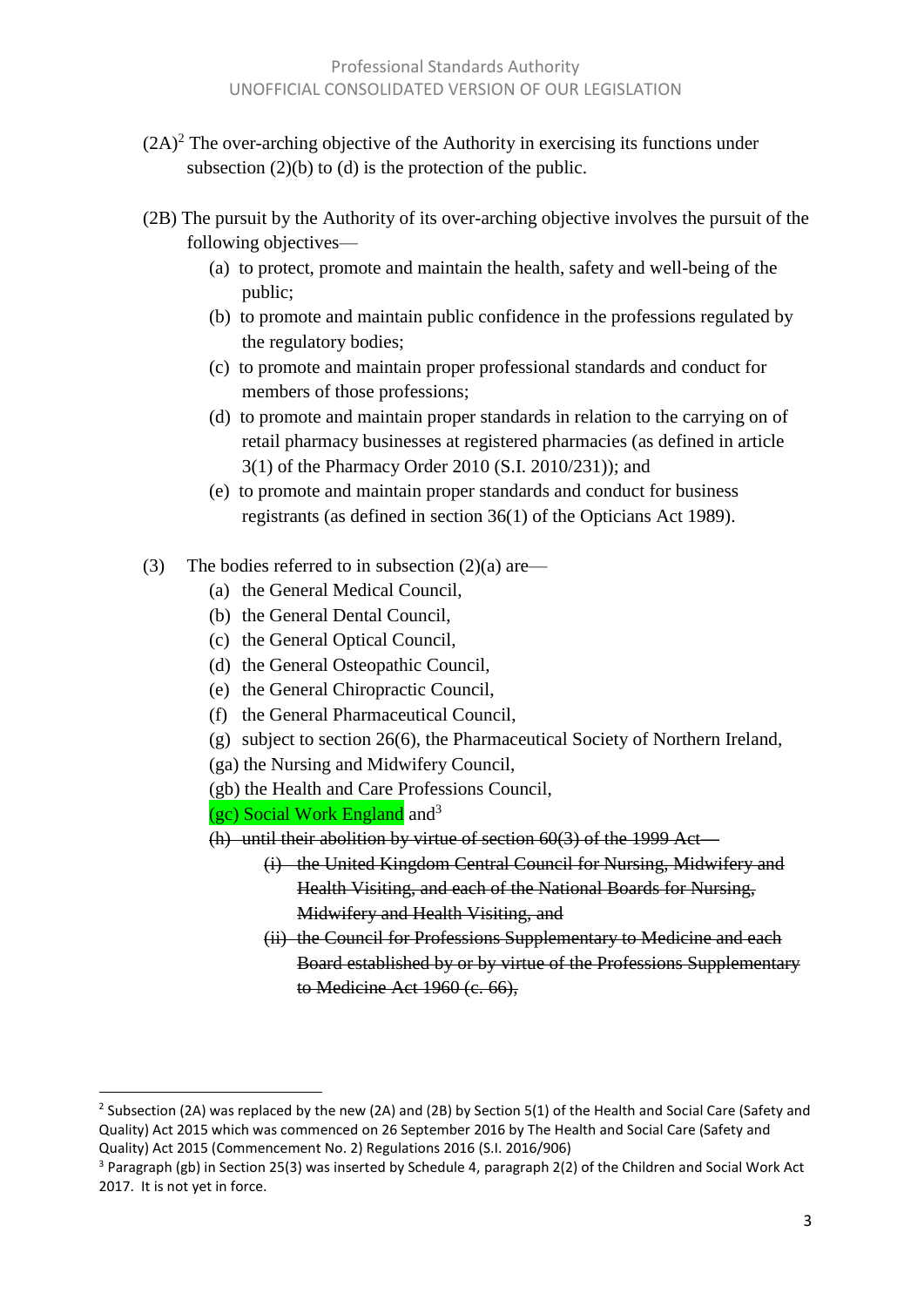(2A)[2] The over-arching objective of the Authority in exercising its functions under subsection (2)(b) to (d) is the protection of the public.

(2B) The pursuit by the Authority of its over-arching objective involves the pursuit of the following objectives—

- (a) to protect, promote and maintain the health, safety and well-being of the public;
- (b) to promote and maintain public confidence in the professions regulated by the regulatory bodies;
- (c) to promote and maintain proper professional standards and conduct for members of those professions;
- (d) to promote and maintain proper standards in relation to the carrying on of retail pharmacy businesses at registered pharmacies (as defined in article 3(1) of the Pharmacy Order 2010 (S.I. 2010/231)); and
- (e) to promote and maintain proper standards and conduct for business registrants (as defined in section 36(1) of the Opticians Act 1989).

(3) The bodies referred to in subsection (2)(a) are—

- (a) the General Medical Council,
- (b) the General Dental Council,
- (c) the General Optical Council,
- (d) the General Osteopathic Council,
- (e) the General Chiropractic Council,
- (f) the General Pharmaceutical Council,
- (g) subject to section 26(6), the Pharmaceutical Society of Northern Ireland,
- (ga) the Nursing and Midwifery Council,
- (gb) the Health and Care Professions Council,
- (gc) Social Work England and[3]
- ~~(h) until their abolition by virtue of section 60(3) of the 1999 Act—~~
  - ~~(i) the United Kingdom Central Council for Nursing, Midwifery and Health Visiting, and each of the National Boards for Nursing, Midwifery and Health Visiting, and~~
  - ~~(ii) the Council for Professions Supplementary to Medicine and each Board established by or by virtue of the Professions Supplementary to Medicine Act 1960 (c. 66),~~

---

[2] Subsection (2A) was replaced by the new (2A) and (2B) by Section 5(1) of the Health and Social Care (Safety and Quality) Act 2015 which was commenced on 26 September 2016 by The Health and Social Care (Safety and Quality) Act 2015 (Commencement No. 2) Regulations 2016 (S.I. 2016/906)

[3] Paragraph (gb) in Section 25(3) was inserted by Schedule 4, paragraph 2(2) of the Children and Social Work Act 2017. It is not yet in force.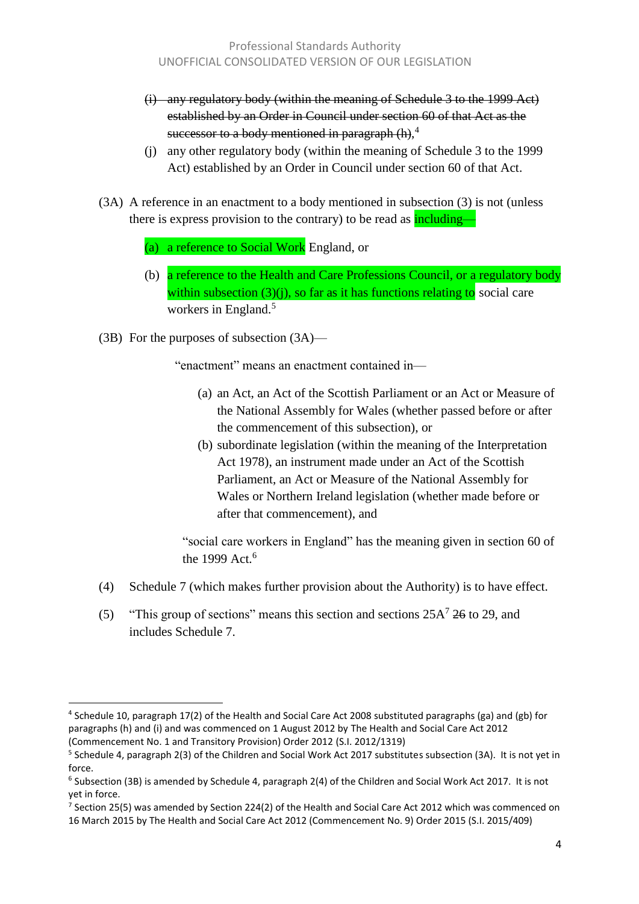- ~~(i) any regulatory body (within the meaning of Schedule 3 to the 1999 Act) established by an Order in Council under section 60 of that Act as the successor to a body mentioned in paragraph (h),~~[4]
- (j) any other regulatory body (within the meaning of Schedule 3 to the 1999 Act) established by an Order in Council under section 60 of that Act.

(3A) A reference in an enactment to a body mentioned in subsection (3) is not (unless there is express provision to the contrary) to be read as including—

- (a) a reference to Social Work England, or
- (b) a reference to the Health and Care Professions Council, or a regulatory body within subsection (3)(j), so far as it has functions relating to social care workers in England.[5]

(3B) For the purposes of subsection (3A)—

"enactment" means an enactment contained in—

- (a) an Act, an Act of the Scottish Parliament or an Act or Measure of the National Assembly for Wales (whether passed before or after the commencement of this subsection), or
- (b) subordinate legislation (within the meaning of the Interpretation Act 1978), an instrument made under an Act of the Scottish Parliament, an Act or Measure of the National Assembly for Wales or Northern Ireland legislation (whether made before or after that commencement), and

"social care workers in England" has the meaning given in section 60 of the 1999 Act.[6]

(4) Schedule 7 (which makes further provision about the Authority) is to have effect.

(5) "This group of sections" means this section and sections 25A[7] ~~26~~ to 29, and includes Schedule 7.

---

[4] Schedule 10, paragraph 17(2) of the Health and Social Care Act 2008 substituted paragraphs (ga) and (gb) for paragraphs (h) and (i) and was commenced on 1 August 2012 by The Health and Social Care Act 2012 (Commencement No. 1 and Transitory Provision) Order 2012 (S.I. 2012/1319)

[5] Schedule 4, paragraph 2(3) of the Children and Social Work Act 2017 substitutes subsection (3A). It is not yet in force.

[6] Subsection (3B) is amended by Schedule 4, paragraph 2(4) of the Children and Social Work Act 2017. It is not yet in force.

[7] Section 25(5) was amended by Section 224(2) of the Health and Social Care Act 2012 which was commenced on 16 March 2015 by The Health and Social Care Act 2012 (Commencement No. 9) Order 2015 (S.I. 2015/409)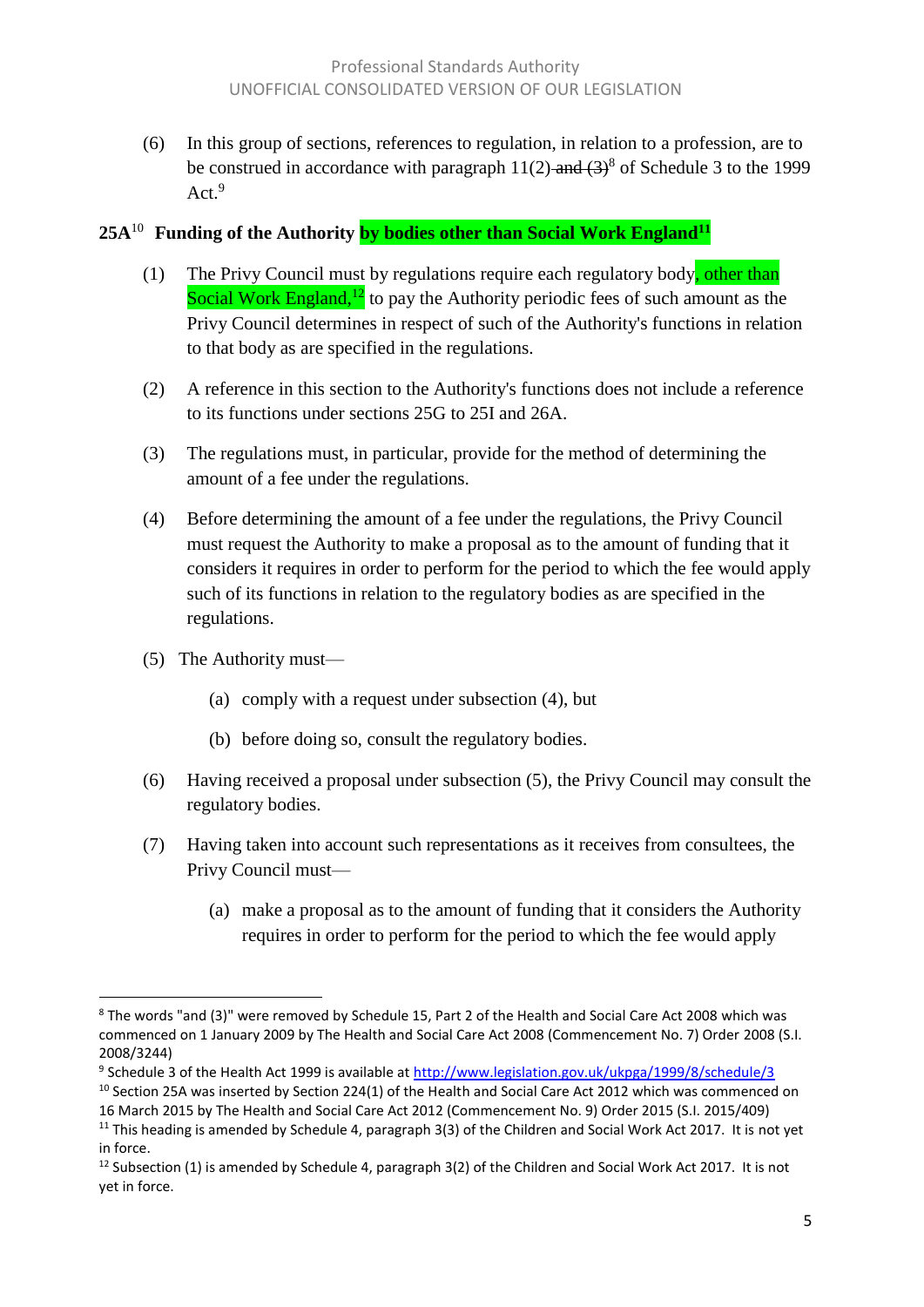(6) In this group of sections, references to regulation, in relation to a profession, are to be construed in accordance with paragraph 11(2) ~~and (3)~~[8] of Schedule 3 to the 1999 Act.[9]

## 25A[10] Funding of the Authority by bodies other than Social Work England[11]

(1) The Privy Council must by regulations require each regulatory body, other than Social Work England,[12] to pay the Authority periodic fees of such amount as the Privy Council determines in respect of such of the Authority's functions in relation to that body as are specified in the regulations.

(2) A reference in this section to the Authority's functions does not include a reference to its functions under sections 25G to 25I and 26A.

(3) The regulations must, in particular, provide for the method of determining the amount of a fee under the regulations.

(4) Before determining the amount of a fee under the regulations, the Privy Council must request the Authority to make a proposal as to the amount of funding that it considers it requires in order to perform for the period to which the fee would apply such of its functions in relation to the regulatory bodies as are specified in the regulations.

(5) The Authority must—

(a) comply with a request under subsection (4), but

(b) before doing so, consult the regulatory bodies.

(6) Having received a proposal under subsection (5), the Privy Council may consult the regulatory bodies.

(7) Having taken into account such representations as it receives from consultees, the Privy Council must—

(a) make a proposal as to the amount of funding that it considers the Authority requires in order to perform for the period to which the fee would apply

---

[8] The words "and (3)" were removed by Schedule 15, Part 2 of the Health and Social Care Act 2008 which was commenced on 1 January 2009 by The Health and Social Care Act 2008 (Commencement No. 7) Order 2008 (S.I. 2008/3244)

[9] Schedule 3 of the Health Act 1999 is available at http://www.legislation.gov.uk/ukpga/1999/8/schedule/3

[10] Section 25A was inserted by Section 224(1) of the Health and Social Care Act 2012 which was commenced on 16 March 2015 by The Health and Social Care Act 2012 (Commencement No. 9) Order 2015 (S.I. 2015/409)

[11] This heading is amended by Schedule 4, paragraph 3(3) of the Children and Social Work Act 2017. It is not yet in force.

[12] Subsection (1) is amended by Schedule 4, paragraph 3(2) of the Children and Social Work Act 2017. It is not yet in force.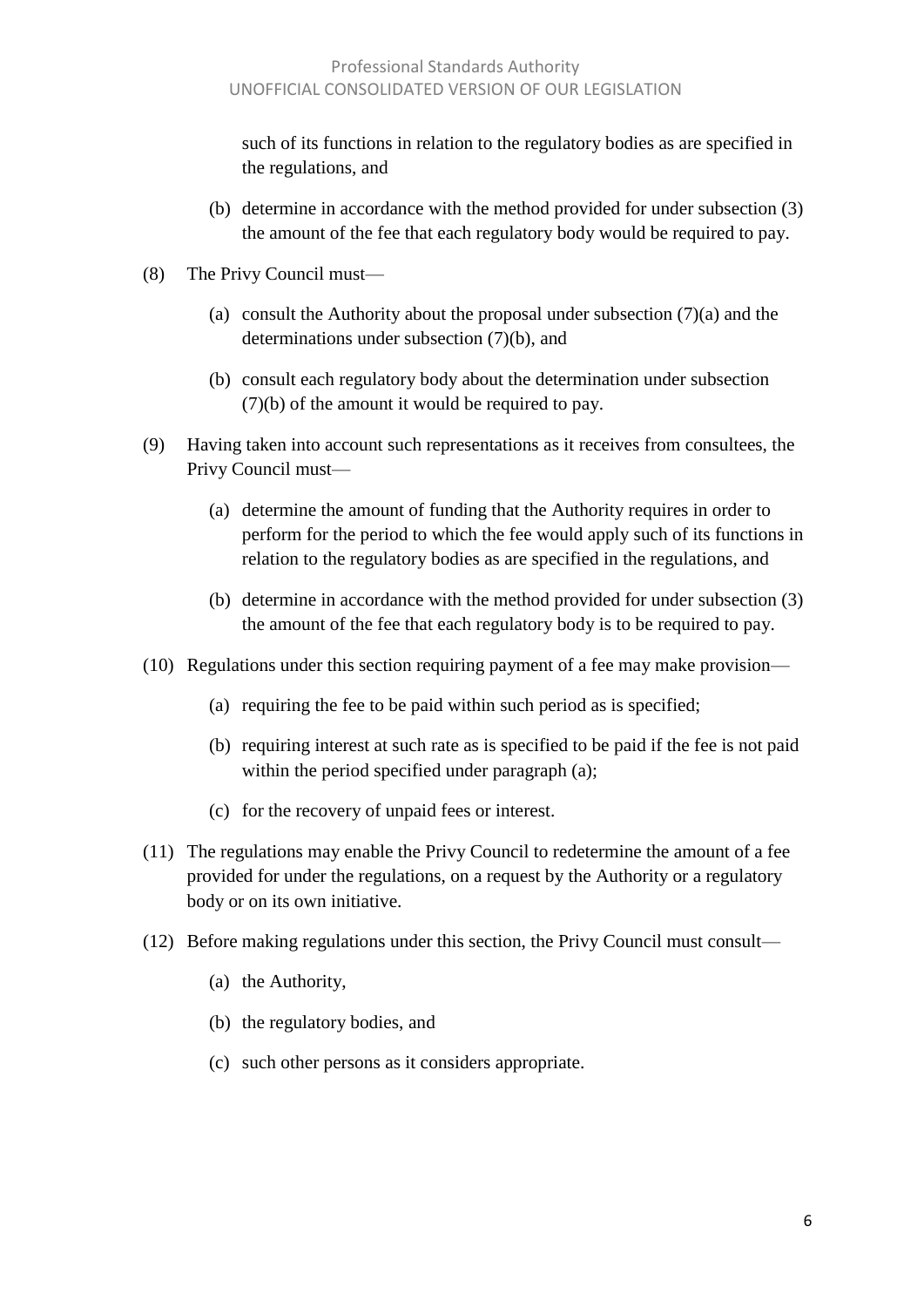such of its functions in relation to the regulatory bodies as are specified in the regulations, and

(b) determine in accordance with the method provided for under subsection (3) the amount of the fee that each regulatory body would be required to pay.

(8) The Privy Council must—

(a) consult the Authority about the proposal under subsection (7)(a) and the determinations under subsection (7)(b), and

(b) consult each regulatory body about the determination under subsection (7)(b) of the amount it would be required to pay.

(9) Having taken into account such representations as it receives from consultees, the Privy Council must—

(a) determine the amount of funding that the Authority requires in order to perform for the period to which the fee would apply such of its functions in relation to the regulatory bodies as are specified in the regulations, and

(b) determine in accordance with the method provided for under subsection (3) the amount of the fee that each regulatory body is to be required to pay.

(10) Regulations under this section requiring payment of a fee may make provision—

(a) requiring the fee to be paid within such period as is specified;

(b) requiring interest at such rate as is specified to be paid if the fee is not paid within the period specified under paragraph (a);

(c) for the recovery of unpaid fees or interest.

(11) The regulations may enable the Privy Council to redetermine the amount of a fee provided for under the regulations, on a request by the Authority or a regulatory body or on its own initiative.

(12) Before making regulations under this section, the Privy Council must consult—

(a) the Authority,

(b) the regulatory bodies, and

(c) such other persons as it considers appropriate.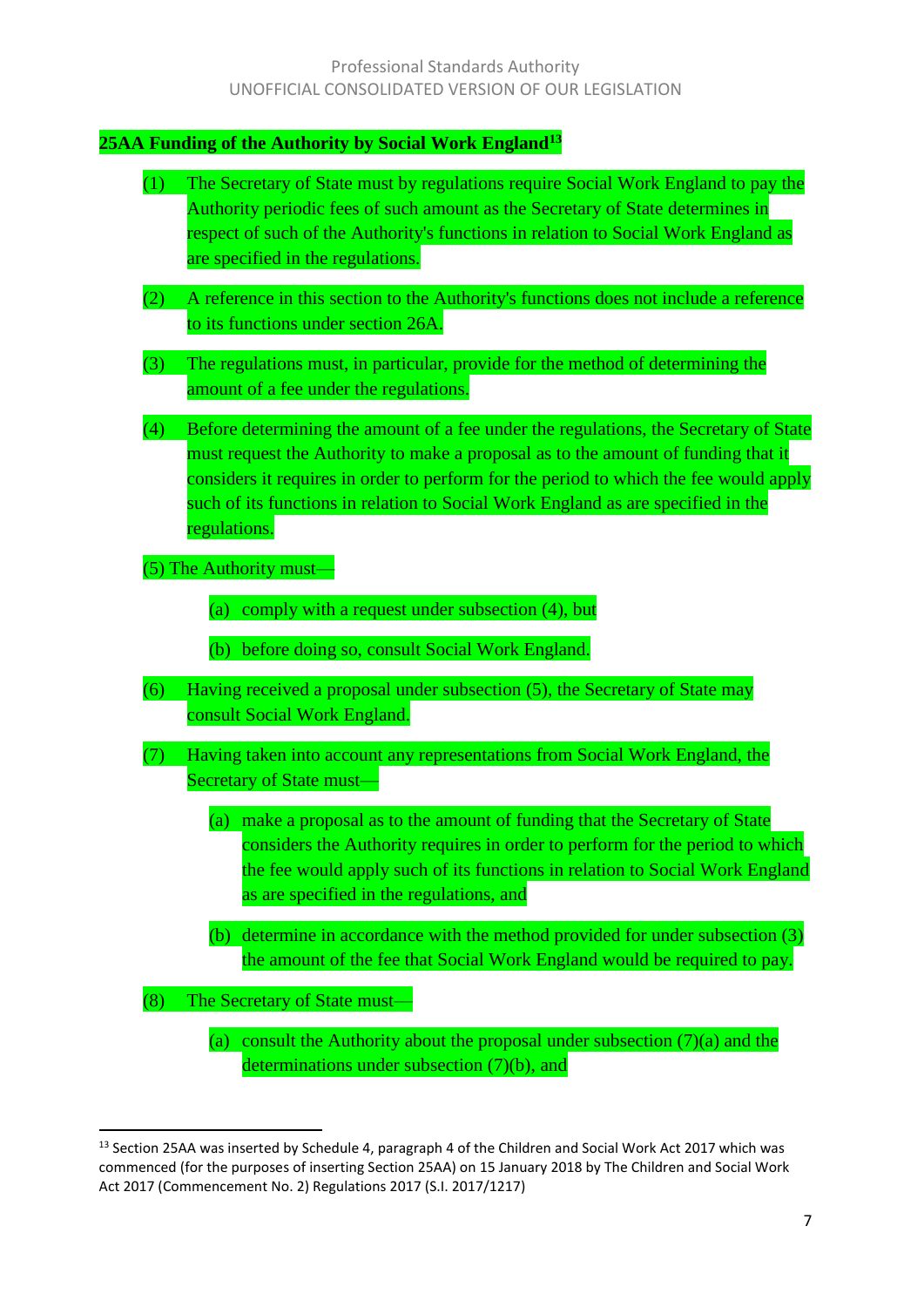**25AA Funding of the Authority by Social Work England**[13]

(1) The Secretary of State must by regulations require Social Work England to pay the Authority periodic fees of such amount as the Secretary of State determines in respect of such of the Authority's functions in relation to Social Work England as are specified in the regulations.

(2) A reference in this section to the Authority's functions does not include a reference to its functions under section 26A.

(3) The regulations must, in particular, provide for the method of determining the amount of a fee under the regulations.

(4) Before determining the amount of a fee under the regulations, the Secretary of State must request the Authority to make a proposal as to the amount of funding that it considers it requires in order to perform for the period to which the fee would apply such of its functions in relation to Social Work England as are specified in the regulations.

(5) The Authority must—

- (a) comply with a request under subsection (4), but
- (b) before doing so, consult Social Work England.

(6) Having received a proposal under subsection (5), the Secretary of State may consult Social Work England.

(7) Having taken into account any representations from Social Work England, the Secretary of State must—

- (a) make a proposal as to the amount of funding that the Secretary of State considers the Authority requires in order to perform for the period to which the fee would apply such of its functions in relation to Social Work England as are specified in the regulations, and
- (b) determine in accordance with the method provided for under subsection (3) the amount of the fee that Social Work England would be required to pay.

(8) The Secretary of State must—

- (a) consult the Authority about the proposal under subsection (7)(a) and the determinations under subsection (7)(b), and

---

[13] Section 25AA was inserted by Schedule 4, paragraph 4 of the Children and Social Work Act 2017 which was commenced (for the purposes of inserting Section 25AA) on 15 January 2018 by The Children and Social Work Act 2017 (Commencement No. 2) Regulations 2017 (S.I. 2017/1217)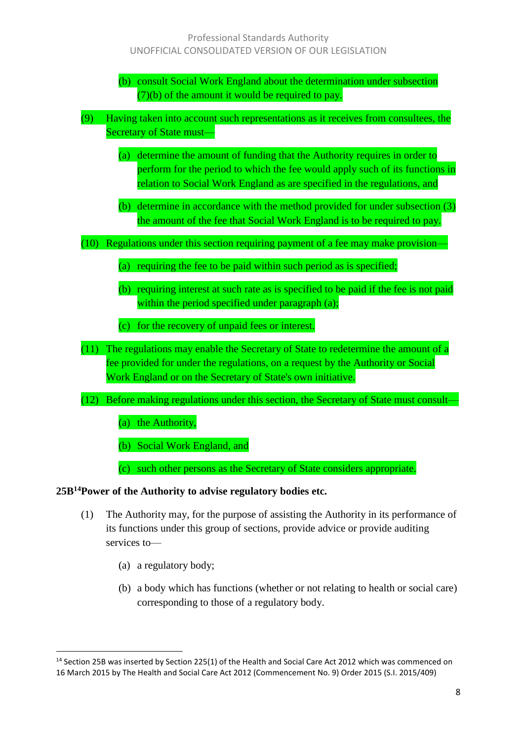(b) consult Social Work England about the determination under subsection (7)(b) of the amount it would be required to pay.

(9) Having taken into account such representations as it receives from consultees, the Secretary of State must—

(a) determine the amount of funding that the Authority requires in order to perform for the period to which the fee would apply such of its functions in relation to Social Work England as are specified in the regulations, and

(b) determine in accordance with the method provided for under subsection (3) the amount of the fee that Social Work England is to be required to pay.

(10) Regulations under this section requiring payment of a fee may make provision—

(a) requiring the fee to be paid within such period as is specified;

(b) requiring interest at such rate as is specified to be paid if the fee is not paid within the period specified under paragraph (a);

(c) for the recovery of unpaid fees or interest.

(11) The regulations may enable the Secretary of State to redetermine the amount of a fee provided for under the regulations, on a request by the Authority or Social Work England or on the Secretary of State's own initiative.

(12) Before making regulations under this section, the Secretary of State must consult—

(a) the Authority,

(b) Social Work England, and

(c) such other persons as the Secretary of State considers appropriate.

### 25B[14] Power of the Authority to advise regulatory bodies etc.

(1) The Authority may, for the purpose of assisting the Authority in its performance of its functions under this group of sections, provide advice or provide auditing services to—

(a) a regulatory body;

(b) a body which has functions (whether or not relating to health or social care) corresponding to those of a regulatory body.

---

[14] Section 25B was inserted by Section 225(1) of the Health and Social Care Act 2012 which was commenced on 16 March 2015 by The Health and Social Care Act 2012 (Commencement No. 9) Order 2015 (S.I. 2015/409)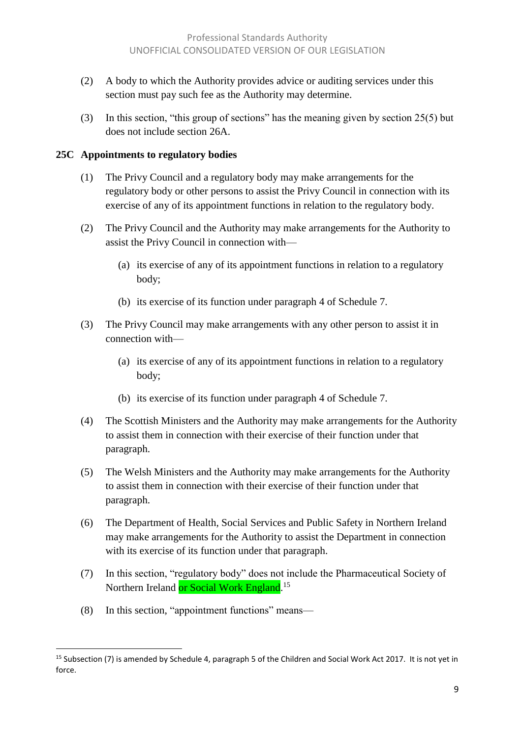(2) A body to which the Authority provides advice or auditing services under this section must pay such fee as the Authority may determine.

(3) In this section, "this group of sections" has the meaning given by section 25(5) but does not include section 26A.

**25C Appointments to regulatory bodies**

(1) The Privy Council and a regulatory body may make arrangements for the regulatory body or other persons to assist the Privy Council in connection with its exercise of any of its appointment functions in relation to the regulatory body.

(2) The Privy Council and the Authority may make arrangements for the Authority to assist the Privy Council in connection with—

(a) its exercise of any of its appointment functions in relation to a regulatory body;

(b) its exercise of its function under paragraph 4 of Schedule 7.

(3) The Privy Council may make arrangements with any other person to assist it in connection with—

(a) its exercise of any of its appointment functions in relation to a regulatory body;

(b) its exercise of its function under paragraph 4 of Schedule 7.

(4) The Scottish Ministers and the Authority may make arrangements for the Authority to assist them in connection with their exercise of their function under that paragraph.

(5) The Welsh Ministers and the Authority may make arrangements for the Authority to assist them in connection with their exercise of their function under that paragraph.

(6) The Department of Health, Social Services and Public Safety in Northern Ireland may make arrangements for the Authority to assist the Department in connection with its exercise of its function under that paragraph.

(7) In this section, "regulatory body" does not include the Pharmaceutical Society of Northern Ireland or Social Work England.[15]

(8) In this section, "appointment functions" means—

[15] Subsection (7) is amended by Schedule 4, paragraph 5 of the Children and Social Work Act 2017. It is not yet in force.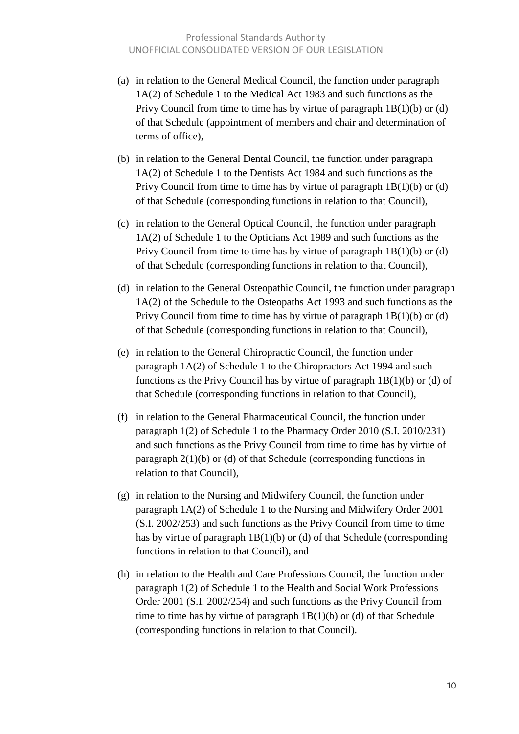(a) in relation to the General Medical Council, the function under paragraph 1A(2) of Schedule 1 to the Medical Act 1983 and such functions as the Privy Council from time to time has by virtue of paragraph 1B(1)(b) or (d) of that Schedule (appointment of members and chair and determination of terms of office),

(b) in relation to the General Dental Council, the function under paragraph 1A(2) of Schedule 1 to the Dentists Act 1984 and such functions as the Privy Council from time to time has by virtue of paragraph 1B(1)(b) or (d) of that Schedule (corresponding functions in relation to that Council),

(c) in relation to the General Optical Council, the function under paragraph 1A(2) of Schedule 1 to the Opticians Act 1989 and such functions as the Privy Council from time to time has by virtue of paragraph 1B(1)(b) or (d) of that Schedule (corresponding functions in relation to that Council),

(d) in relation to the General Osteopathic Council, the function under paragraph 1A(2) of the Schedule to the Osteopaths Act 1993 and such functions as the Privy Council from time to time has by virtue of paragraph 1B(1)(b) or (d) of that Schedule (corresponding functions in relation to that Council),

(e) in relation to the General Chiropractic Council, the function under paragraph 1A(2) of Schedule 1 to the Chiropractors Act 1994 and such functions as the Privy Council has by virtue of paragraph 1B(1)(b) or (d) of that Schedule (corresponding functions in relation to that Council),

(f) in relation to the General Pharmaceutical Council, the function under paragraph 1(2) of Schedule 1 to the Pharmacy Order 2010 (S.I. 2010/231) and such functions as the Privy Council from time to time has by virtue of paragraph 2(1)(b) or (d) of that Schedule (corresponding functions in relation to that Council),

(g) in relation to the Nursing and Midwifery Council, the function under paragraph 1A(2) of Schedule 1 to the Nursing and Midwifery Order 2001 (S.I. 2002/253) and such functions as the Privy Council from time to time has by virtue of paragraph 1B(1)(b) or (d) of that Schedule (corresponding functions in relation to that Council), and

(h) in relation to the Health and Care Professions Council, the function under paragraph 1(2) of Schedule 1 to the Health and Social Work Professions Order 2001 (S.I. 2002/254) and such functions as the Privy Council from time to time has by virtue of paragraph 1B(1)(b) or (d) of that Schedule (corresponding functions in relation to that Council).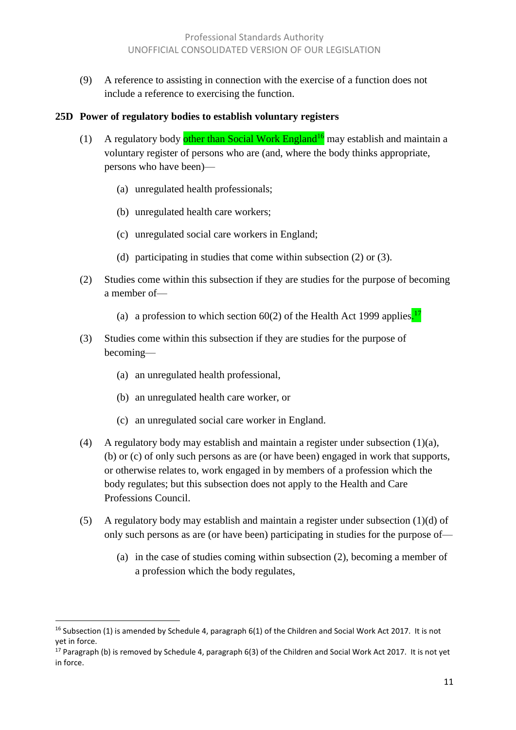(9) A reference to assisting in connection with the exercise of a function does not include a reference to exercising the function.

**25D Power of regulatory bodies to establish voluntary registers**

(1) A regulatory body other than Social Work England[16] may establish and maintain a voluntary register of persons who are (and, where the body thinks appropriate, persons who have been)—

(a) unregulated health professionals;

(b) unregulated health care workers;

(c) unregulated social care workers in England;

(d) participating in studies that come within subsection (2) or (3).

(2) Studies come within this subsection if they are studies for the purpose of becoming a member of—

(a) a profession to which section 60(2) of the Health Act 1999 applies.[17]

(3) Studies come within this subsection if they are studies for the purpose of becoming—

(a) an unregulated health professional,

(b) an unregulated health care worker, or

(c) an unregulated social care worker in England.

(4) A regulatory body may establish and maintain a register under subsection (1)(a), (b) or (c) of only such persons as are (or have been) engaged in work that supports, or otherwise relates to, work engaged in by members of a profession which the body regulates; but this subsection does not apply to the Health and Care Professions Council.

(5) A regulatory body may establish and maintain a register under subsection (1)(d) of only such persons as are (or have been) participating in studies for the purpose of—

(a) in the case of studies coming within subsection (2), becoming a member of a profession which the body regulates,

---

[16] Subsection (1) is amended by Schedule 4, paragraph 6(1) of the Children and Social Work Act 2017. It is not yet in force.

[17] Paragraph (b) is removed by Schedule 4, paragraph 6(3) of the Children and Social Work Act 2017. It is not yet in force.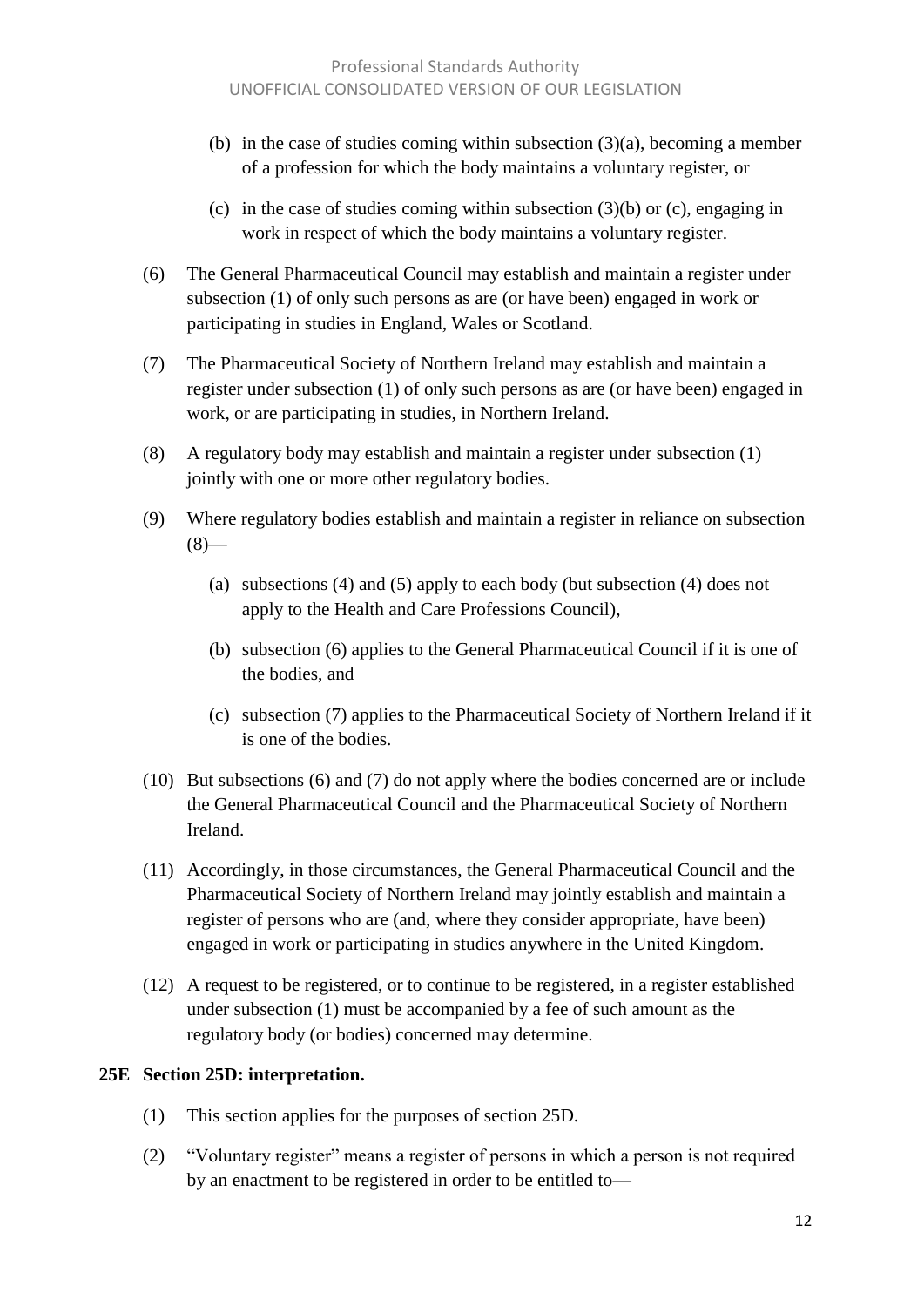(b) in the case of studies coming within subsection (3)(a), becoming a member of a profession for which the body maintains a voluntary register, or

(c) in the case of studies coming within subsection (3)(b) or (c), engaging in work in respect of which the body maintains a voluntary register.

(6) The General Pharmaceutical Council may establish and maintain a register under subsection (1) of only such persons as are (or have been) engaged in work or participating in studies in England, Wales or Scotland.

(7) The Pharmaceutical Society of Northern Ireland may establish and maintain a register under subsection (1) of only such persons as are (or have been) engaged in work, or are participating in studies, in Northern Ireland.

(8) A regulatory body may establish and maintain a register under subsection (1) jointly with one or more other regulatory bodies.

(9) Where regulatory bodies establish and maintain a register in reliance on subsection (8)—

(a) subsections (4) and (5) apply to each body (but subsection (4) does not apply to the Health and Care Professions Council),

(b) subsection (6) applies to the General Pharmaceutical Council if it is one of the bodies, and

(c) subsection (7) applies to the Pharmaceutical Society of Northern Ireland if it is one of the bodies.

(10) But subsections (6) and (7) do not apply where the bodies concerned are or include the General Pharmaceutical Council and the Pharmaceutical Society of Northern Ireland.

(11) Accordingly, in those circumstances, the General Pharmaceutical Council and the Pharmaceutical Society of Northern Ireland may jointly establish and maintain a register of persons who are (and, where they consider appropriate, have been) engaged in work or participating in studies anywhere in the United Kingdom.

(12) A request to be registered, or to continue to be registered, in a register established under subsection (1) must be accompanied by a fee of such amount as the regulatory body (or bodies) concerned may determine.

**25E Section 25D: interpretation.**

(1) This section applies for the purposes of section 25D.

(2) “Voluntary register” means a register of persons in which a person is not required by an enactment to be registered in order to be entitled to—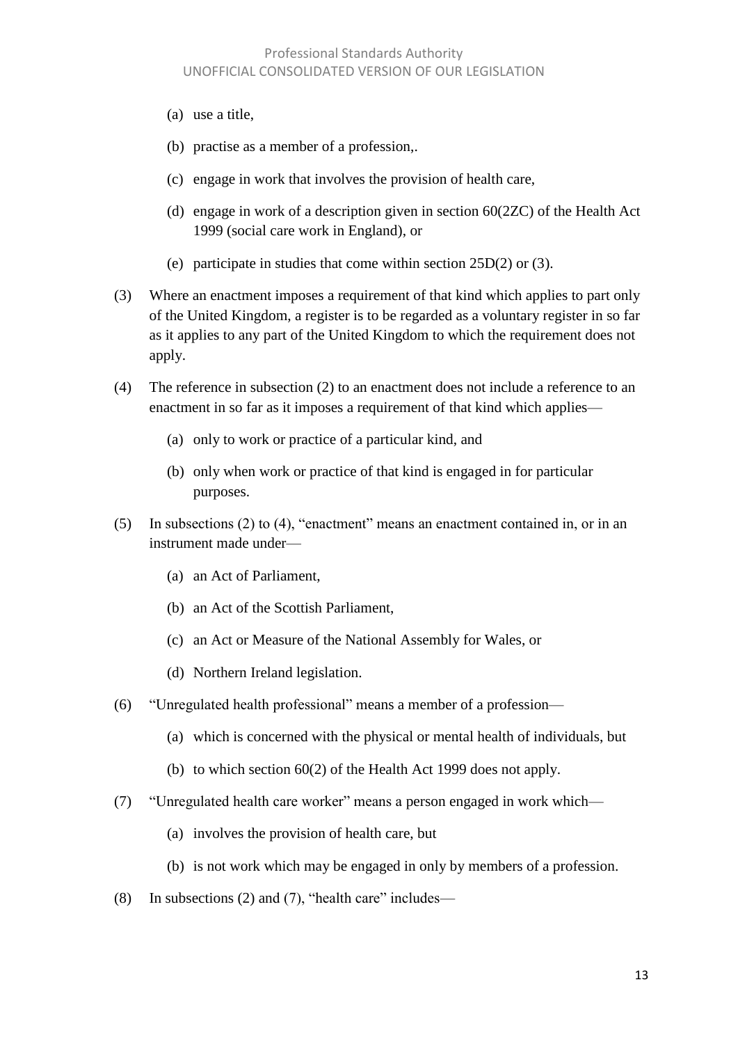(a) use a title,

(b) practise as a member of a profession,.

(c) engage in work that involves the provision of health care,

(d) engage in work of a description given in section 60(2ZC) of the Health Act 1999 (social care work in England), or

(e) participate in studies that come within section 25D(2) or (3).

(3) Where an enactment imposes a requirement of that kind which applies to part only of the United Kingdom, a register is to be regarded as a voluntary register in so far as it applies to any part of the United Kingdom to which the requirement does not apply.

(4) The reference in subsection (2) to an enactment does not include a reference to an enactment in so far as it imposes a requirement of that kind which applies—

(a) only to work or practice of a particular kind, and

(b) only when work or practice of that kind is engaged in for particular purposes.

(5) In subsections (2) to (4), "enactment" means an enactment contained in, or in an instrument made under—

(a) an Act of Parliament,

(b) an Act of the Scottish Parliament,

(c) an Act or Measure of the National Assembly for Wales, or

(d) Northern Ireland legislation.

(6) "Unregulated health professional" means a member of a profession—

(a) which is concerned with the physical or mental health of individuals, but

(b) to which section 60(2) of the Health Act 1999 does not apply.

(7) "Unregulated health care worker" means a person engaged in work which—

(a) involves the provision of health care, but

(b) is not work which may be engaged in only by members of a profession.

(8) In subsections (2) and (7), "health care" includes—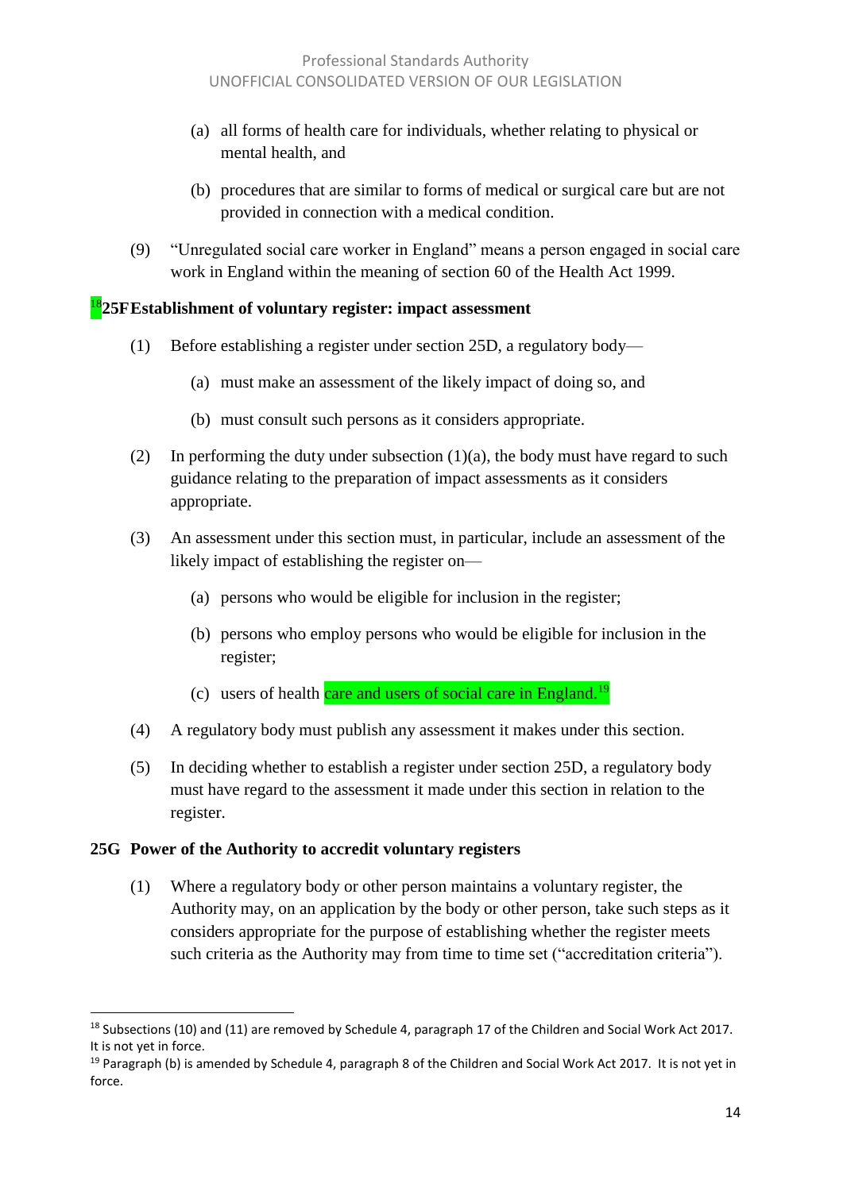(a) all forms of health care for individuals, whether relating to physical or mental health, and

(b) procedures that are similar to forms of medical or surgical care but are not provided in connection with a medical condition.

(9) "Unregulated social care worker in England" means a person engaged in social care work in England within the meaning of section 60 of the Health Act 1999.

### [18]25F Establishment of voluntary register: impact assessment

(1) Before establishing a register under section 25D, a regulatory body—

(a) must make an assessment of the likely impact of doing so, and

(b) must consult such persons as it considers appropriate.

(2) In performing the duty under subsection (1)(a), the body must have regard to such guidance relating to the preparation of impact assessments as it considers appropriate.

(3) An assessment under this section must, in particular, include an assessment of the likely impact of establishing the register on—

(a) persons who would be eligible for inclusion in the register;

(b) persons who employ persons who would be eligible for inclusion in the register;

(c) users of health care and users of social care in England.[19]

(4) A regulatory body must publish any assessment it makes under this section.

(5) In deciding whether to establish a register under section 25D, a regulatory body must have regard to the assessment it made under this section in relation to the register.

### 25G Power of the Authority to accredit voluntary registers

(1) Where a regulatory body or other person maintains a voluntary register, the Authority may, on an application by the body or other person, take such steps as it considers appropriate for the purpose of establishing whether the register meets such criteria as the Authority may from time to time set ("accreditation criteria").

---

[18] Subsections (10) and (11) are removed by Schedule 4, paragraph 17 of the Children and Social Work Act 2017. It is not yet in force.

[19] Paragraph (b) is amended by Schedule 4, paragraph 8 of the Children and Social Work Act 2017. It is not yet in force.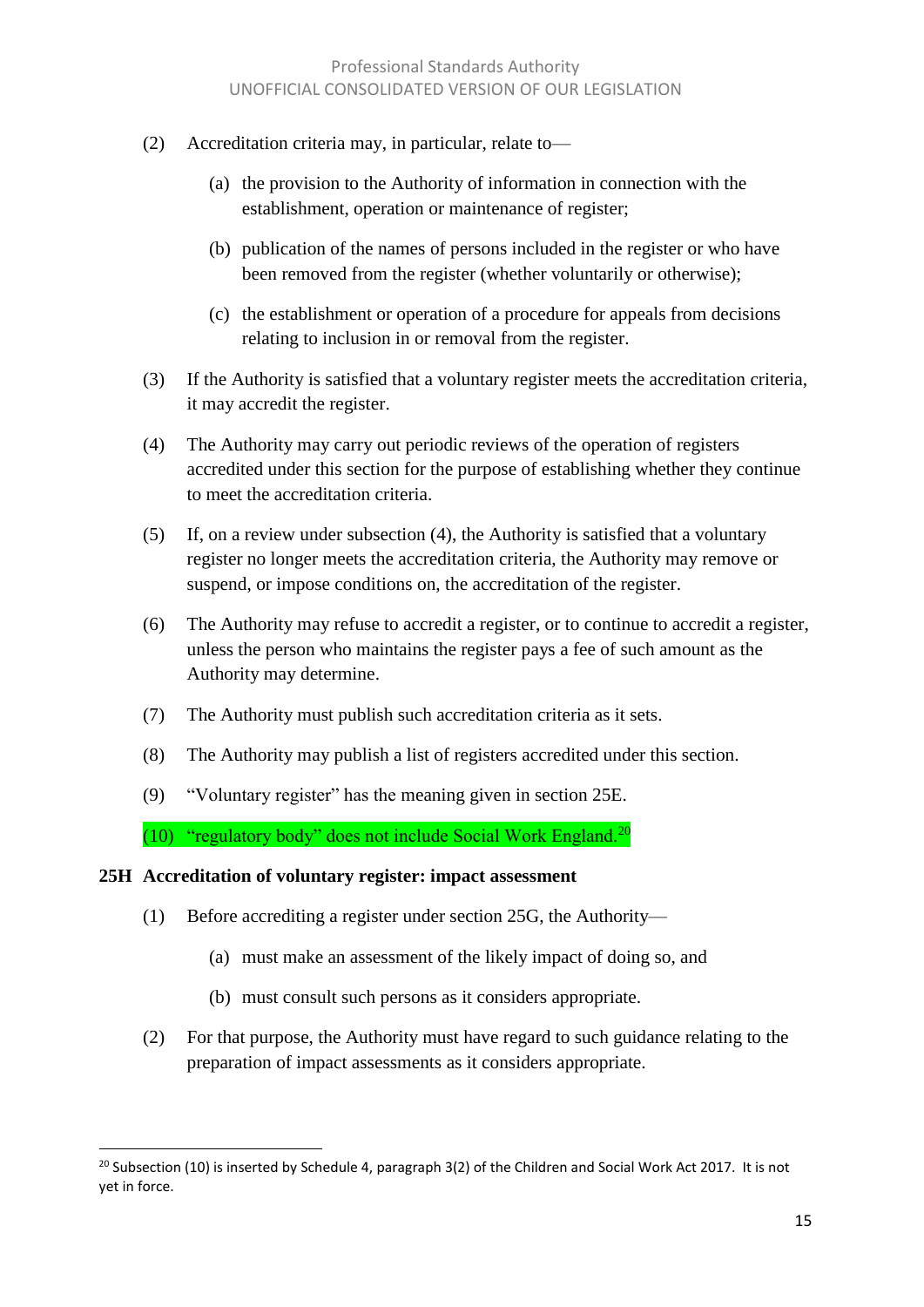(2) Accreditation criteria may, in particular, relate to—

(a) the provision to the Authority of information in connection with the establishment, operation or maintenance of register;

(b) publication of the names of persons included in the register or who have been removed from the register (whether voluntarily or otherwise);

(c) the establishment or operation of a procedure for appeals from decisions relating to inclusion in or removal from the register.

(3) If the Authority is satisfied that a voluntary register meets the accreditation criteria, it may accredit the register.

(4) The Authority may carry out periodic reviews of the operation of registers accredited under this section for the purpose of establishing whether they continue to meet the accreditation criteria.

(5) If, on a review under subsection (4), the Authority is satisfied that a voluntary register no longer meets the accreditation criteria, the Authority may remove or suspend, or impose conditions on, the accreditation of the register.

(6) The Authority may refuse to accredit a register, or to continue to accredit a register, unless the person who maintains the register pays a fee of such amount as the Authority may determine.

(7) The Authority must publish such accreditation criteria as it sets.

(8) The Authority may publish a list of registers accredited under this section.

(9) "Voluntary register" has the meaning given in section 25E.

(10) "regulatory body" does not include Social Work England.[20]

**25H Accreditation of voluntary register: impact assessment**

(1) Before accrediting a register under section 25G, the Authority—

(a) must make an assessment of the likely impact of doing so, and

(b) must consult such persons as it considers appropriate.

(2) For that purpose, the Authority must have regard to such guidance relating to the preparation of impact assessments as it considers appropriate.

[20] Subsection (10) is inserted by Schedule 4, paragraph 3(2) of the Children and Social Work Act 2017. It is not yet in force.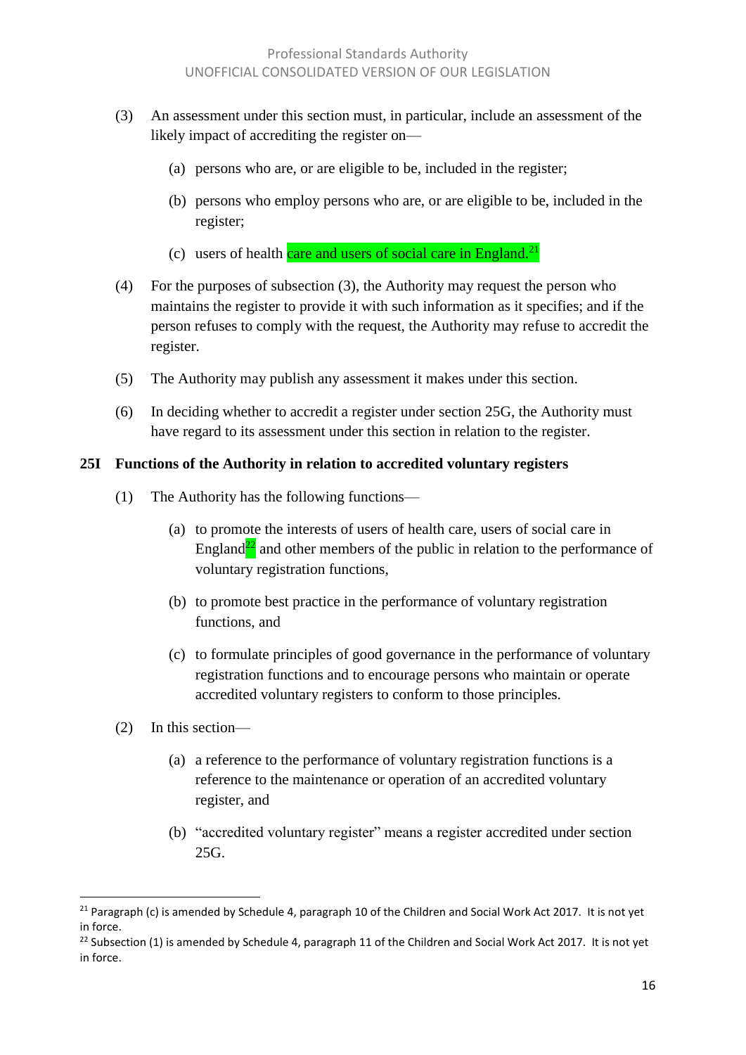(3) An assessment under this section must, in particular, include an assessment of the likely impact of accrediting the register on—

(a) persons who are, or are eligible to be, included in the register;

(b) persons who employ persons who are, or are eligible to be, included in the register;

(c) users of health care and users of social care in England.[21]

(4) For the purposes of subsection (3), the Authority may request the person who maintains the register to provide it with such information as it specifies; and if the person refuses to comply with the request, the Authority may refuse to accredit the register.

(5) The Authority may publish any assessment it makes under this section.

(6) In deciding whether to accredit a register under section 25G, the Authority must have regard to its assessment under this section in relation to the register.

**25I Functions of the Authority in relation to accredited voluntary registers**

(1) The Authority has the following functions—

(a) to promote the interests of users of health care, users of social care in England[22] and other members of the public in relation to the performance of voluntary registration functions,

(b) to promote best practice in the performance of voluntary registration functions, and

(c) to formulate principles of good governance in the performance of voluntary registration functions and to encourage persons who maintain or operate accredited voluntary registers to conform to those principles.

(2) In this section—

(a) a reference to the performance of voluntary registration functions is a reference to the maintenance or operation of an accredited voluntary register, and

(b) "accredited voluntary register" means a register accredited under section 25G.

---

[21] Paragraph (c) is amended by Schedule 4, paragraph 10 of the Children and Social Work Act 2017. It is not yet in force.

[22] Subsection (1) is amended by Schedule 4, paragraph 11 of the Children and Social Work Act 2017. It is not yet in force.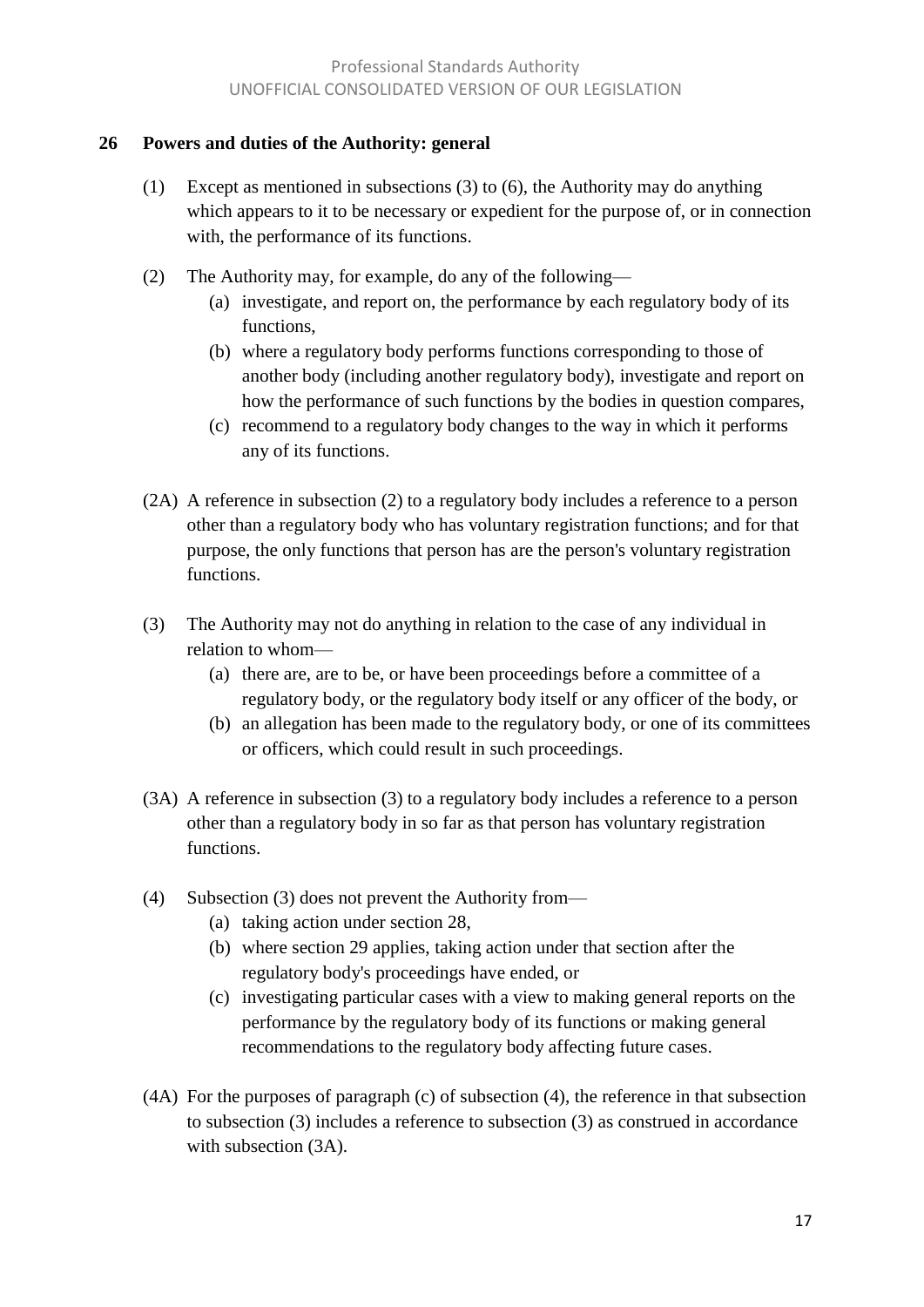**26 Powers and duties of the Authority: general**

(1) Except as mentioned in subsections (3) to (6), the Authority may do anything which appears to it to be necessary or expedient for the purpose of, or in connection with, the performance of its functions.

(2) The Authority may, for example, do any of the following—

(a) investigate, and report on, the performance by each regulatory body of its functions,

(b) where a regulatory body performs functions corresponding to those of another body (including another regulatory body), investigate and report on how the performance of such functions by the bodies in question compares,

(c) recommend to a regulatory body changes to the way in which it performs any of its functions.

(2A) A reference in subsection (2) to a regulatory body includes a reference to a person other than a regulatory body who has voluntary registration functions; and for that purpose, the only functions that person has are the person's voluntary registration functions.

(3) The Authority may not do anything in relation to the case of any individual in relation to whom—

(a) there are, are to be, or have been proceedings before a committee of a regulatory body, or the regulatory body itself or any officer of the body, or

(b) an allegation has been made to the regulatory body, or one of its committees or officers, which could result in such proceedings.

(3A) A reference in subsection (3) to a regulatory body includes a reference to a person other than a regulatory body in so far as that person has voluntary registration functions.

(4) Subsection (3) does not prevent the Authority from—

(a) taking action under section 28,

(b) where section 29 applies, taking action under that section after the regulatory body's proceedings have ended, or

(c) investigating particular cases with a view to making general reports on the performance by the regulatory body of its functions or making general recommendations to the regulatory body affecting future cases.

(4A) For the purposes of paragraph (c) of subsection (4), the reference in that subsection to subsection (3) includes a reference to subsection (3) as construed in accordance with subsection (3A).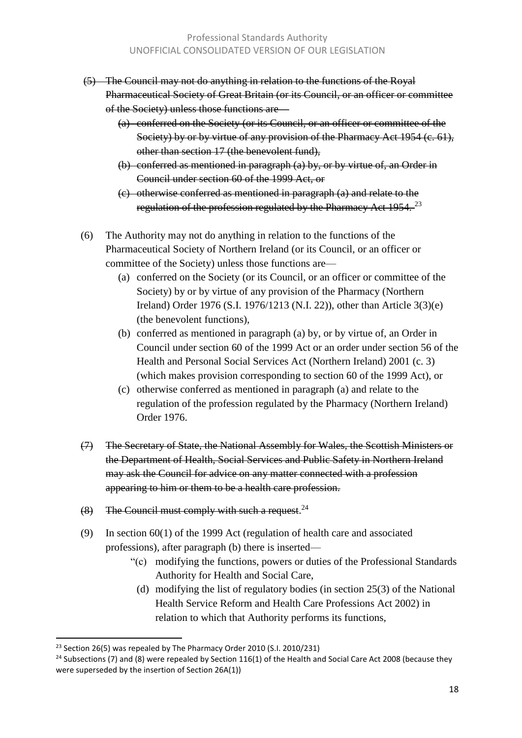~~(5) The Council may not do anything in relation to the functions of the Royal Pharmaceutical Society of Great Britain (or its Council, or an officer or committee of the Society) unless those functions are—~~

~~(a) conferred on the Society (or its Council, or an officer or committee of the Society) by or by virtue of any provision of the Pharmacy Act 1954 (c. 61), other than section 17 (the benevolent fund),~~

~~(b) conferred as mentioned in paragraph (a) by, or by virtue of, an Order in Council under section 60 of the 1999 Act, or~~

~~(c) otherwise conferred as mentioned in paragraph (a) and relate to the regulation of the profession regulated by the Pharmacy Act 1954.~~ [23]

(6) The Authority may not do anything in relation to the functions of the Pharmaceutical Society of Northern Ireland (or its Council, or an officer or committee of the Society) unless those functions are—

(a) conferred on the Society (or its Council, or an officer or committee of the Society) by or by virtue of any provision of the Pharmacy (Northern Ireland) Order 1976 (S.I. 1976/1213 (N.I. 22)), other than Article 3(3)(e) (the benevolent functions),

(b) conferred as mentioned in paragraph (a) by, or by virtue of, an Order in Council under section 60 of the 1999 Act or an order under section 56 of the Health and Personal Social Services Act (Northern Ireland) 2001 (c. 3) (which makes provision corresponding to section 60 of the 1999 Act), or

(c) otherwise conferred as mentioned in paragraph (a) and relate to the regulation of the profession regulated by the Pharmacy (Northern Ireland) Order 1976.

~~(7) The Secretary of State, the National Assembly for Wales, the Scottish Ministers or the Department of Health, Social Services and Public Safety in Northern Ireland may ask the Council for advice on any matter connected with a profession appearing to him or them to be a health care profession.~~

~~(8) The Council must comply with such a request.~~[24]

(9) In section 60(1) of the 1999 Act (regulation of health care and associated professions), after paragraph (b) there is inserted—

"(c) modifying the functions, powers or duties of the Professional Standards Authority for Health and Social Care,

(d) modifying the list of regulatory bodies (in section 25(3) of the National Health Service Reform and Health Care Professions Act 2002) in relation to which that Authority performs its functions,

---

[23] Section 26(5) was repealed by The Pharmacy Order 2010 (S.I. 2010/231)

[24] Subsections (7) and (8) were repealed by Section 116(1) of the Health and Social Care Act 2008 (because they were superseded by the insertion of Section 26A(1))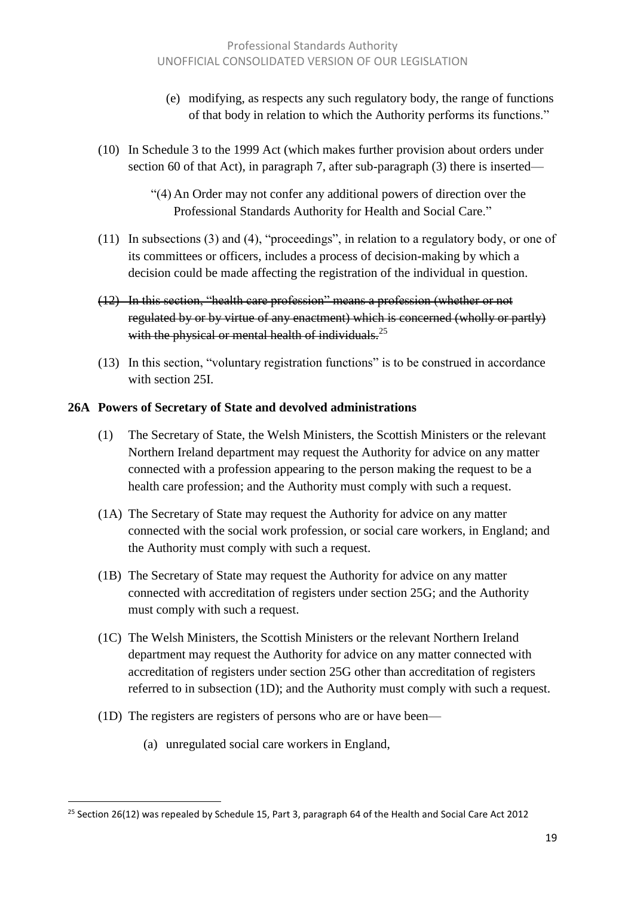(e) modifying, as respects any such regulatory body, the range of functions of that body in relation to which the Authority performs its functions."

(10) In Schedule 3 to the 1999 Act (which makes further provision about orders under section 60 of that Act), in paragraph 7, after sub-paragraph (3) there is inserted—

"(4) An Order may not confer any additional powers of direction over the Professional Standards Authority for Health and Social Care."

(11) In subsections (3) and (4), "proceedings", in relation to a regulatory body, or one of its committees or officers, includes a process of decision-making by which a decision could be made affecting the registration of the individual in question.

~~(12) In this section, "health care profession" means a profession (whether or not regulated by or by virtue of any enactment) which is concerned (wholly or partly) with the physical or mental health of individuals.~~[25]

(13) In this section, "voluntary registration functions" is to be construed in accordance with section 25I.

**26A Powers of Secretary of State and devolved administrations**

(1) The Secretary of State, the Welsh Ministers, the Scottish Ministers or the relevant Northern Ireland department may request the Authority for advice on any matter connected with a profession appearing to the person making the request to be a health care profession; and the Authority must comply with such a request.

(1A) The Secretary of State may request the Authority for advice on any matter connected with the social work profession, or social care workers, in England; and the Authority must comply with such a request.

(1B) The Secretary of State may request the Authority for advice on any matter connected with accreditation of registers under section 25G; and the Authority must comply with such a request.

(1C) The Welsh Ministers, the Scottish Ministers or the relevant Northern Ireland department may request the Authority for advice on any matter connected with accreditation of registers under section 25G other than accreditation of registers referred to in subsection (1D); and the Authority must comply with such a request.

(1D) The registers are registers of persons who are or have been—

(a) unregulated social care workers in England,

---

[25] Section 26(12) was repealed by Schedule 15, Part 3, paragraph 64 of the Health and Social Care Act 2012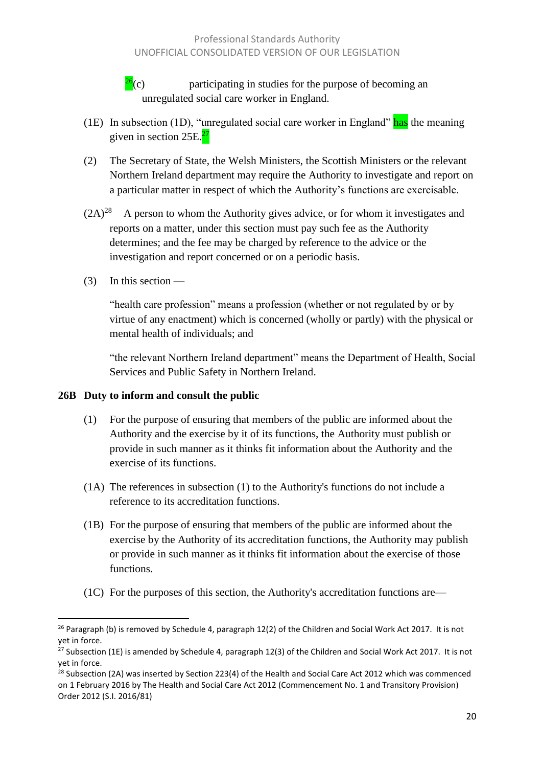[26](c) participating in studies for the purpose of becoming an unregulated social care worker in England.

(1E) In subsection (1D), "unregulated social care worker in England" has the meaning given in section 25E.[27]

(2) The Secretary of State, the Welsh Ministers, the Scottish Ministers or the relevant Northern Ireland department may require the Authority to investigate and report on a particular matter in respect of which the Authority's functions are exercisable.

(2A)[28] A person to whom the Authority gives advice, or for whom it investigates and reports on a matter, under this section must pay such fee as the Authority determines; and the fee may be charged by reference to the advice or the investigation and report concerned or on a periodic basis.

(3) In this section —

"health care profession" means a profession (whether or not regulated by or by virtue of any enactment) which is concerned (wholly or partly) with the physical or mental health of individuals; and

"the relevant Northern Ireland department" means the Department of Health, Social Services and Public Safety in Northern Ireland.

**26B Duty to inform and consult the public**

(1) For the purpose of ensuring that members of the public are informed about the Authority and the exercise by it of its functions, the Authority must publish or provide in such manner as it thinks fit information about the Authority and the exercise of its functions.

(1A) The references in subsection (1) to the Authority's functions do not include a reference to its accreditation functions.

(1B) For the purpose of ensuring that members of the public are informed about the exercise by the Authority of its accreditation functions, the Authority may publish or provide in such manner as it thinks fit information about the exercise of those functions.

(1C) For the purposes of this section, the Authority's accreditation functions are—

---

[26] Paragraph (b) is removed by Schedule 4, paragraph 12(2) of the Children and Social Work Act 2017. It is not yet in force.

[27] Subsection (1E) is amended by Schedule 4, paragraph 12(3) of the Children and Social Work Act 2017. It is not yet in force.

[28] Subsection (2A) was inserted by Section 223(4) of the Health and Social Care Act 2012 which was commenced on 1 February 2016 by The Health and Social Care Act 2012 (Commencement No. 1 and Transitory Provision) Order 2012 (S.I. 2016/81)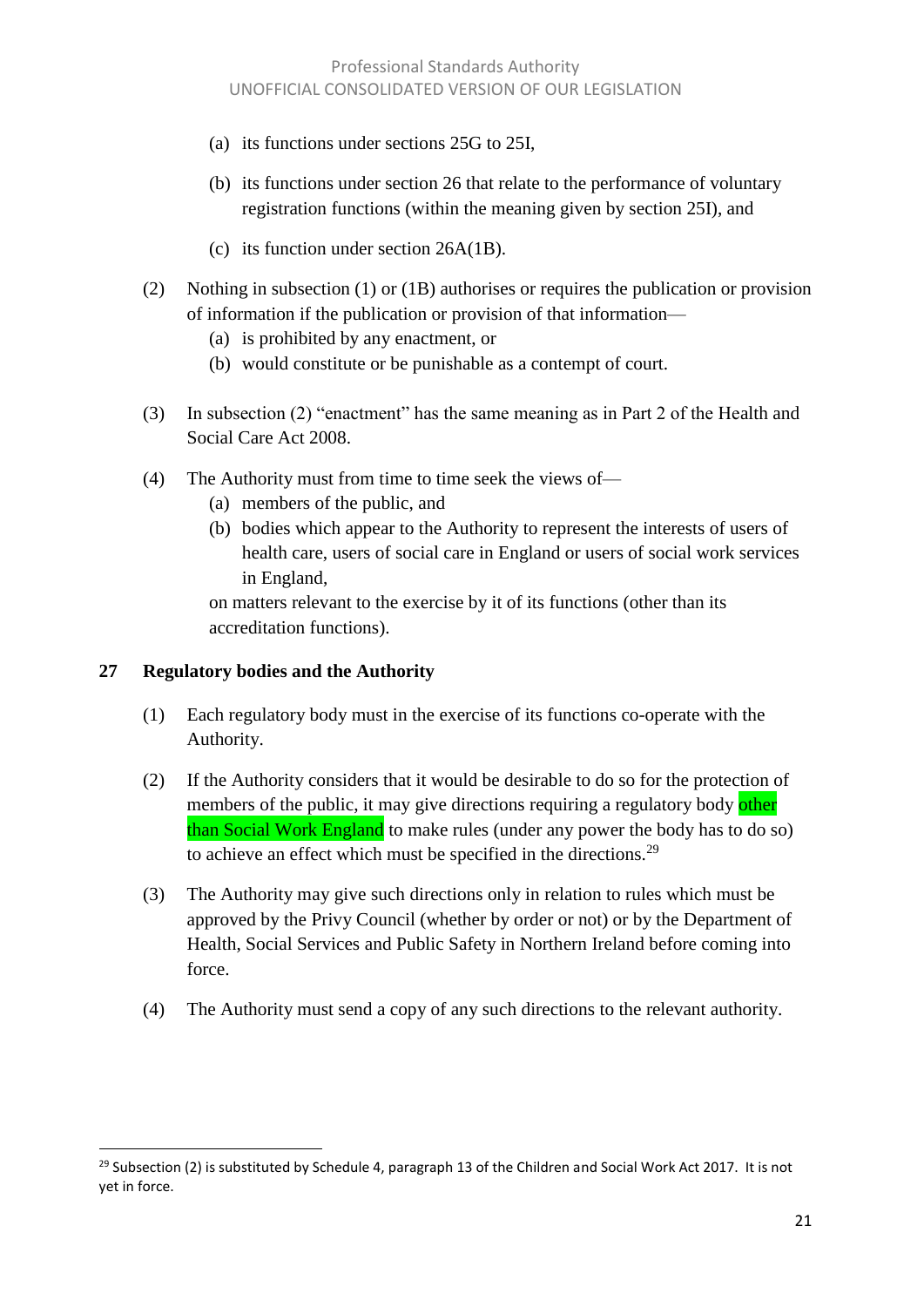(a) its functions under sections 25G to 25I,

(b) its functions under section 26 that relate to the performance of voluntary registration functions (within the meaning given by section 25I), and

(c) its function under section 26A(1B).

(2) Nothing in subsection (1) or (1B) authorises or requires the publication or provision of information if the publication or provision of that information—

(a) is prohibited by any enactment, or

(b) would constitute or be punishable as a contempt of court.

(3) In subsection (2) "enactment" has the same meaning as in Part 2 of the Health and Social Care Act 2008.

(4) The Authority must from time to time seek the views of—

(a) members of the public, and

(b) bodies which appear to the Authority to represent the interests of users of health care, users of social care in England or users of social work services in England,

on matters relevant to the exercise by it of its functions (other than its accreditation functions).

## 27 Regulatory bodies and the Authority

(1) Each regulatory body must in the exercise of its functions co-operate with the Authority.

(2) If the Authority considers that it would be desirable to do so for the protection of members of the public, it may give directions requiring a regulatory body other than Social Work England to make rules (under any power the body has to do so) to achieve an effect which must be specified in the directions.[29]

(3) The Authority may give such directions only in relation to rules which must be approved by the Privy Council (whether by order or not) or by the Department of Health, Social Services and Public Safety in Northern Ireland before coming into force.

(4) The Authority must send a copy of any such directions to the relevant authority.

---

[29] Subsection (2) is substituted by Schedule 4, paragraph 13 of the Children and Social Work Act 2017. It is not yet in force.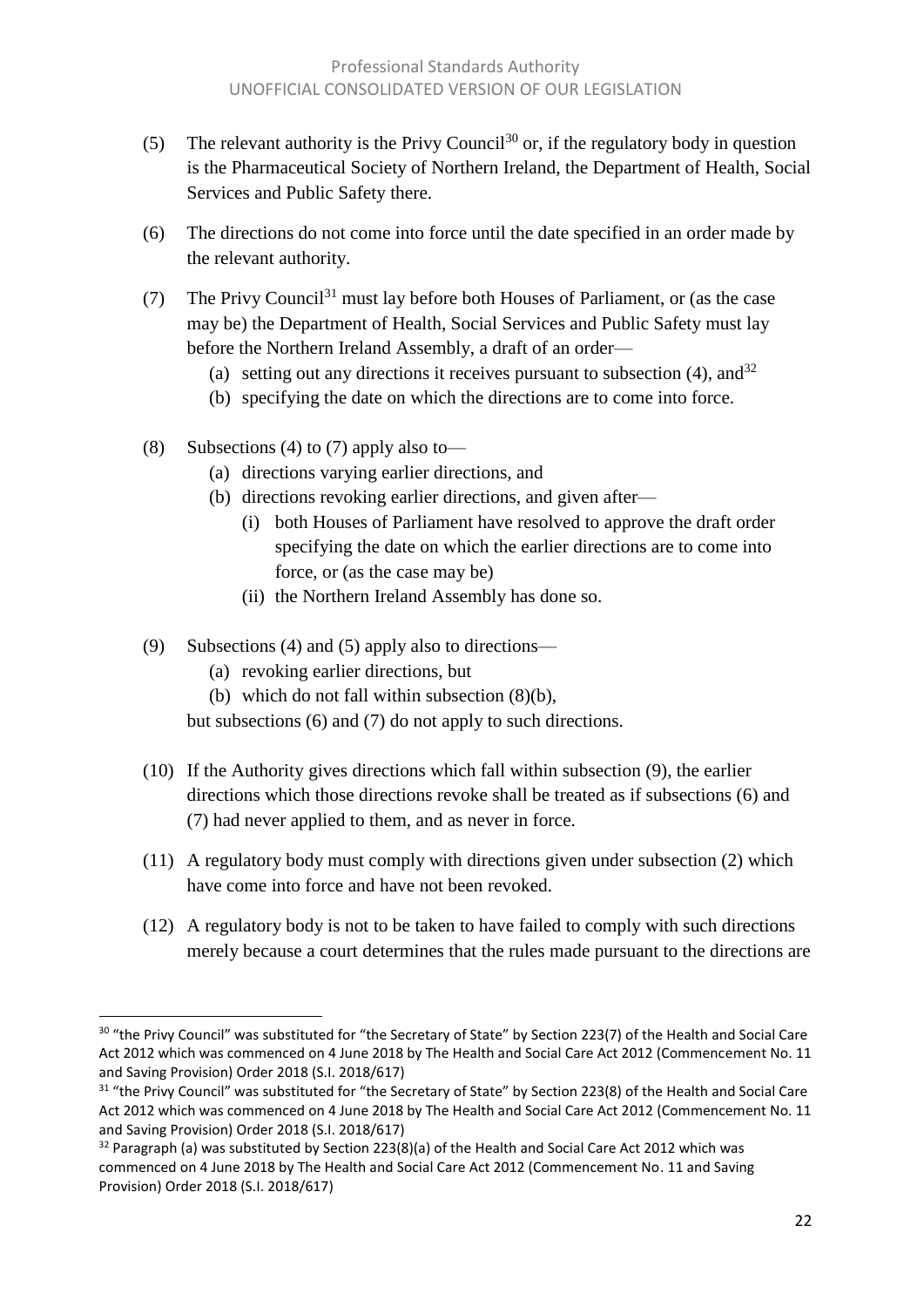(5) The relevant authority is the Privy Council[30] or, if the regulatory body in question is the Pharmaceutical Society of Northern Ireland, the Department of Health, Social Services and Public Safety there.

(6) The directions do not come into force until the date specified in an order made by the relevant authority.

(7) The Privy Council[31] must lay before both Houses of Parliament, or (as the case may be) the Department of Health, Social Services and Public Safety must lay before the Northern Ireland Assembly, a draft of an order—

- (a) setting out any directions it receives pursuant to subsection (4), and[32]
- (b) specifying the date on which the directions are to come into force.

(8) Subsections (4) to (7) apply also to—

- (a) directions varying earlier directions, and
- (b) directions revoking earlier directions, and given after—
  - (i) both Houses of Parliament have resolved to approve the draft order specifying the date on which the earlier directions are to come into force, or (as the case may be)
  - (ii) the Northern Ireland Assembly has done so.

(9) Subsections (4) and (5) apply also to directions—

- (a) revoking earlier directions, but
- (b) which do not fall within subsection (8)(b),

but subsections (6) and (7) do not apply to such directions.

(10) If the Authority gives directions which fall within subsection (9), the earlier directions which those directions revoke shall be treated as if subsections (6) and (7) had never applied to them, and as never in force.

(11) A regulatory body must comply with directions given under subsection (2) which have come into force and have not been revoked.

(12) A regulatory body is not to be taken to have failed to comply with such directions merely because a court determines that the rules made pursuant to the directions are

---

[30] "the Privy Council" was substituted for "the Secretary of State" by Section 223(7) of the Health and Social Care Act 2012 which was commenced on 4 June 2018 by The Health and Social Care Act 2012 (Commencement No. 11 and Saving Provision) Order 2018 (S.I. 2018/617)

[31] "the Privy Council" was substituted for "the Secretary of State" by Section 223(8) of the Health and Social Care Act 2012 which was commenced on 4 June 2018 by The Health and Social Care Act 2012 (Commencement No. 11 and Saving Provision) Order 2018 (S.I. 2018/617)

[32] Paragraph (a) was substituted by Section 223(8)(a) of the Health and Social Care Act 2012 which was commenced on 4 June 2018 by The Health and Social Care Act 2012 (Commencement No. 11 and Saving Provision) Order 2018 (S.I. 2018/617)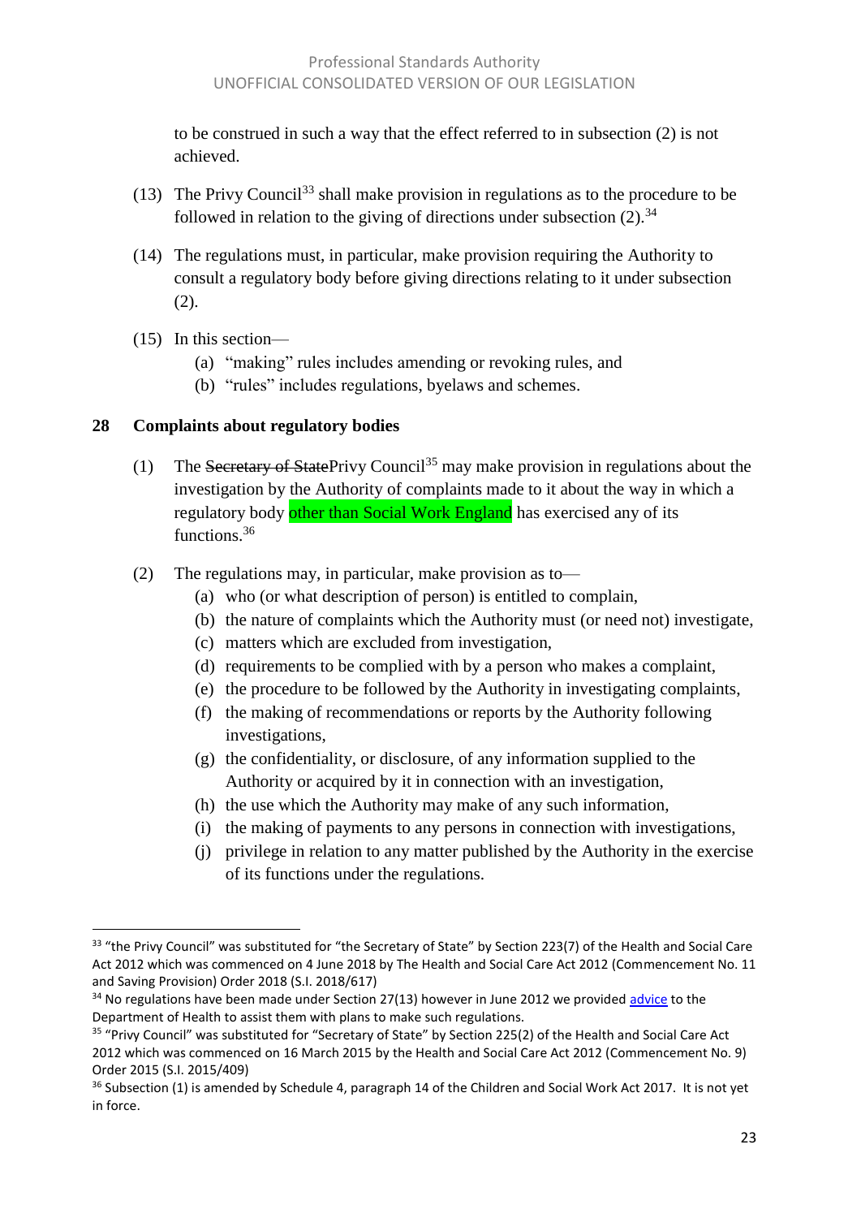to be construed in such a way that the effect referred to in subsection (2) is not achieved.

(13) The Privy Council[33] shall make provision in regulations as to the procedure to be followed in relation to the giving of directions under subsection (2).[34]

(14) The regulations must, in particular, make provision requiring the Authority to consult a regulatory body before giving directions relating to it under subsection (2).

(15) In this section—

(a) "making" rules includes amending or revoking rules, and

(b) "rules" includes regulations, byelaws and schemes.

## 28 Complaints about regulatory bodies

(1) The ~~Secretary of State~~Privy Council[35] may make provision in regulations about the investigation by the Authority of complaints made to it about the way in which a regulatory body other than Social Work England has exercised any of its functions.[36]

(2) The regulations may, in particular, make provision as to—

(a) who (or what description of person) is entitled to complain,

(b) the nature of complaints which the Authority must (or need not) investigate,

(c) matters which are excluded from investigation,

(d) requirements to be complied with by a person who makes a complaint,

(e) the procedure to be followed by the Authority in investigating complaints,

(f) the making of recommendations or reports by the Authority following investigations,

(g) the confidentiality, or disclosure, of any information supplied to the Authority or acquired by it in connection with an investigation,

(h) the use which the Authority may make of any such information,

(i) the making of payments to any persons in connection with investigations,

(j) privilege in relation to any matter published by the Authority in the exercise of its functions under the regulations.

---

[33] "the Privy Council" was substituted for "the Secretary of State" by Section 223(7) of the Health and Social Care Act 2012 which was commenced on 4 June 2018 by The Health and Social Care Act 2012 (Commencement No. 11 and Saving Provision) Order 2018 (S.I. 2018/617)

[34] No regulations have been made under Section 27(13) however in June 2012 we provided advice to the Department of Health to assist them with plans to make such regulations.

[35] "Privy Council" was substituted for "Secretary of State" by Section 225(2) of the Health and Social Care Act 2012 which was commenced on 16 March 2015 by the Health and Social Care Act 2012 (Commencement No. 9) Order 2015 (S.I. 2015/409)

[36] Subsection (1) is amended by Schedule 4, paragraph 14 of the Children and Social Work Act 2017. It is not yet in force.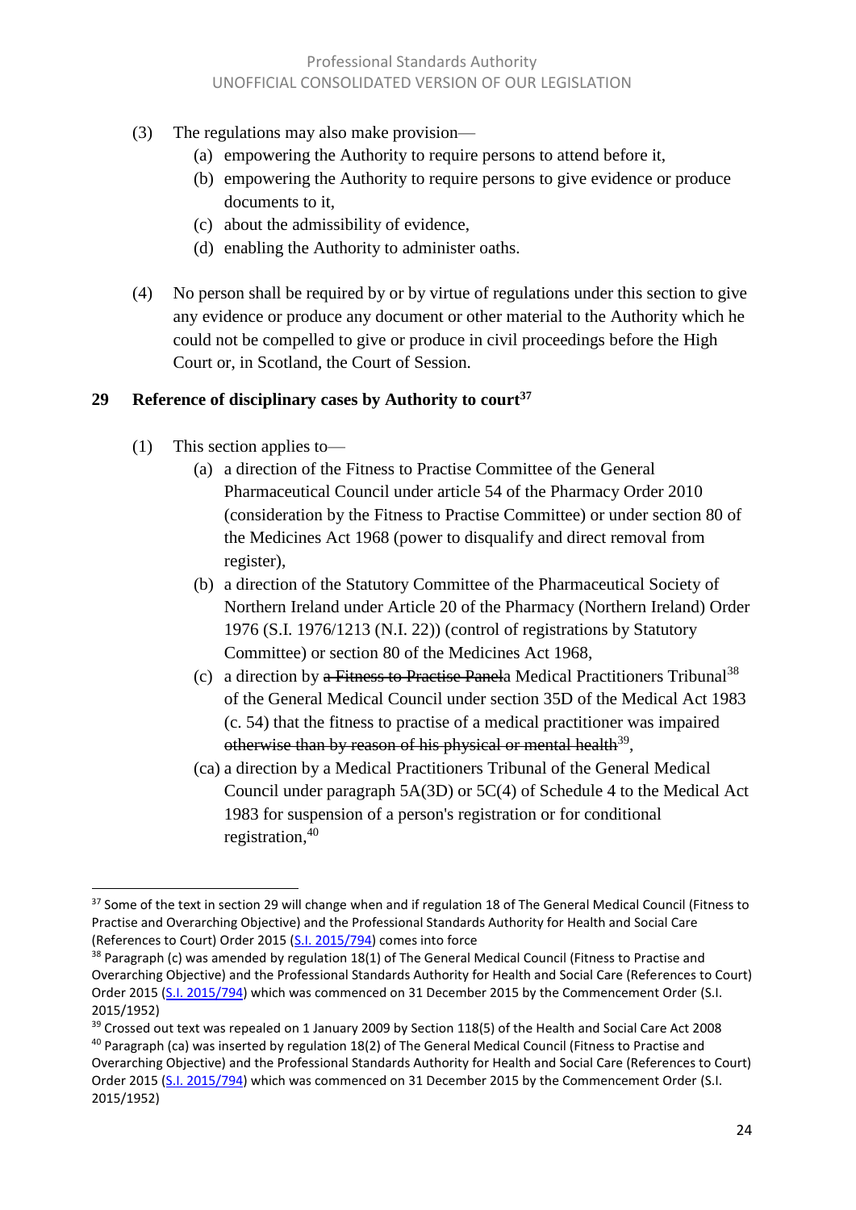(3) The regulations may also make provision—

  (a) empowering the Authority to require persons to attend before it,

  (b) empowering the Authority to require persons to give evidence or produce documents to it,

  (c) about the admissibility of evidence,

  (d) enabling the Authority to administer oaths.

(4) No person shall be required by or by virtue of regulations under this section to give any evidence or produce any document or other material to the Authority which he could not be compelled to give or produce in civil proceedings before the High Court or, in Scotland, the Court of Session.

## 29 Reference of disciplinary cases by Authority to court[37]

(1) This section applies to—

  (a) a direction of the Fitness to Practise Committee of the General Pharmaceutical Council under article 54 of the Pharmacy Order 2010 (consideration by the Fitness to Practise Committee) or under section 80 of the Medicines Act 1968 (power to disqualify and direct removal from register),

  (b) a direction of the Statutory Committee of the Pharmaceutical Society of Northern Ireland under Article 20 of the Pharmacy (Northern Ireland) Order 1976 (S.I. 1976/1213 (N.I. 22)) (control of registrations by Statutory Committee) or section 80 of the Medicines Act 1968,

  (c) a direction by ~~a Fitness to Practise Panel~~a Medical Practitioners Tribunal[38] of the General Medical Council under section 35D of the Medical Act 1983 (c. 54) that the fitness to practise of a medical practitioner was impaired ~~otherwise than by reason of his physical or mental health~~[39],

  (ca) a direction by a Medical Practitioners Tribunal of the General Medical Council under paragraph 5A(3D) or 5C(4) of Schedule 4 to the Medical Act 1983 for suspension of a person's registration or for conditional registration,[40]

---

[37] Some of the text in section 29 will change when and if regulation 18 of The General Medical Council (Fitness to Practise and Overarching Objective) and the Professional Standards Authority for Health and Social Care (References to Court) Order 2015 (S.I. 2015/794) comes into force

[38] Paragraph (c) was amended by regulation 18(1) of The General Medical Council (Fitness to Practise and Overarching Objective) and the Professional Standards Authority for Health and Social Care (References to Court) Order 2015 (S.I. 2015/794) which was commenced on 31 December 2015 by the Commencement Order (S.I. 2015/1952)

[39] Crossed out text was repealed on 1 January 2009 by Section 118(5) of the Health and Social Care Act 2008

[40] Paragraph (ca) was inserted by regulation 18(2) of The General Medical Council (Fitness to Practise and Overarching Objective) and the Professional Standards Authority for Health and Social Care (References to Court) Order 2015 (S.I. 2015/794) which was commenced on 31 December 2015 by the Commencement Order (S.I. 2015/1952)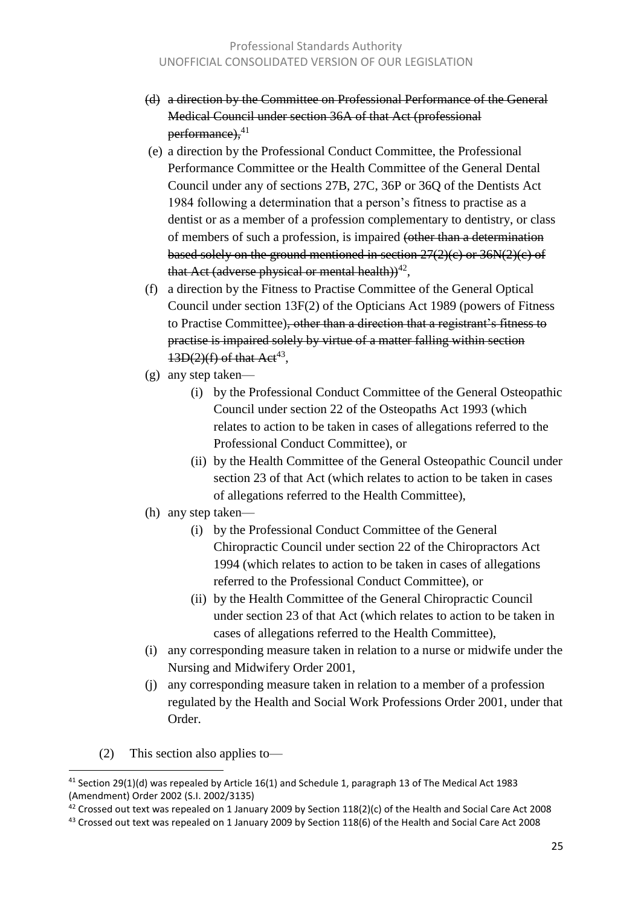- (d) ~~a direction by the Committee on Professional Performance of the General Medical Council under section 36A of that Act (professional performance),~~[41]
- (e) a direction by the Professional Conduct Committee, the Professional Performance Committee or the Health Committee of the General Dental Council under any of sections 27B, 27C, 36P or 36Q of the Dentists Act 1984 following a determination that a person's fitness to practise as a dentist or as a member of a profession complementary to dentistry, or class of members of such a profession, is impaired ~~(other than a determination based solely on the ground mentioned in section 27(2)(e) or 36N(2)(e) of that Act (adverse physical or mental health))~~[42],
- (f) a direction by the Fitness to Practise Committee of the General Optical Council under section 13F(2) of the Opticians Act 1989 (powers of Fitness to Practise Committee)~~, other than a direction that a registrant's fitness to practise is impaired solely by virtue of a matter falling within section 13D(2)(f) of that Act~~[43],
- (g) any step taken—
  - (i) by the Professional Conduct Committee of the General Osteopathic Council under section 22 of the Osteopaths Act 1993 (which relates to action to be taken in cases of allegations referred to the Professional Conduct Committee), or
  - (ii) by the Health Committee of the General Osteopathic Council under section 23 of that Act (which relates to action to be taken in cases of allegations referred to the Health Committee),
- (h) any step taken—
  - (i) by the Professional Conduct Committee of the General Chiropractic Council under section 22 of the Chiropractors Act 1994 (which relates to action to be taken in cases of allegations referred to the Professional Conduct Committee), or
  - (ii) by the Health Committee of the General Chiropractic Council under section 23 of that Act (which relates to action to be taken in cases of allegations referred to the Health Committee),
- (i) any corresponding measure taken in relation to a nurse or midwife under the Nursing and Midwifery Order 2001,
- (j) any corresponding measure taken in relation to a member of a profession regulated by the Health and Social Work Professions Order 2001, under that Order.

(2) This section also applies to—

---

[41] Section 29(1)(d) was repealed by Article 16(1) and Schedule 1, paragraph 13 of The Medical Act 1983 (Amendment) Order 2002 (S.I. 2002/3135)

[42] Crossed out text was repealed on 1 January 2009 by Section 118(2)(c) of the Health and Social Care Act 2008

[43] Crossed out text was repealed on 1 January 2009 by Section 118(6) of the Health and Social Care Act 2008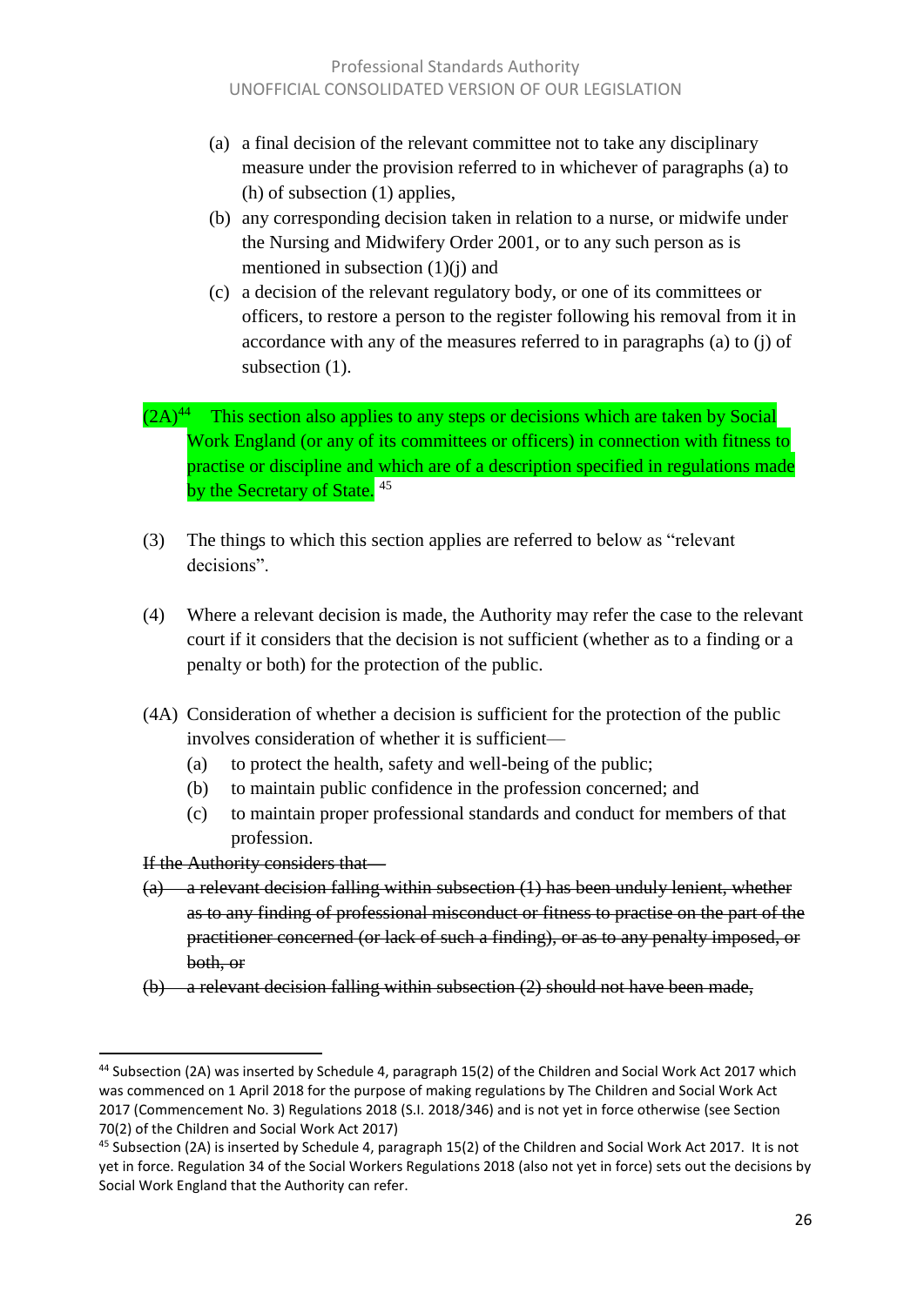(a) a final decision of the relevant committee not to take any disciplinary measure under the provision referred to in whichever of paragraphs (a) to (h) of subsection (1) applies,

(b) any corresponding decision taken in relation to a nurse, or midwife under the Nursing and Midwifery Order 2001, or to any such person as is mentioned in subsection (1)(j) and

(c) a decision of the relevant regulatory body, or one of its committees or officers, to restore a person to the register following his removal from it in accordance with any of the measures referred to in paragraphs (a) to (j) of subsection (1).

(2A)[44] This section also applies to any steps or decisions which are taken by Social Work England (or any of its committees or officers) in connection with fitness to practise or discipline and which are of a description specified in regulations made by the Secretary of State. [45]

(3) The things to which this section applies are referred to below as "relevant decisions".

(4) Where a relevant decision is made, the Authority may refer the case to the relevant court if it considers that the decision is not sufficient (whether as to a finding or a penalty or both) for the protection of the public.

(4A) Consideration of whether a decision is sufficient for the protection of the public involves consideration of whether it is sufficient—

(a) to protect the health, safety and well-being of the public;

(b) to maintain public confidence in the profession concerned; and

(c) to maintain proper professional standards and conduct for members of that profession.

~~If the Authority considers that—~~

~~(a) a relevant decision falling within subsection (1) has been unduly lenient, whether as to any finding of professional misconduct or fitness to practise on the part of the practitioner concerned (or lack of such a finding), or as to any penalty imposed, or both, or~~

~~(b) a relevant decision falling within subsection (2) should not have been made,~~

---

[44] Subsection (2A) was inserted by Schedule 4, paragraph 15(2) of the Children and Social Work Act 2017 which was commenced on 1 April 2018 for the purpose of making regulations by The Children and Social Work Act 2017 (Commencement No. 3) Regulations 2018 (S.I. 2018/346) and is not yet in force otherwise (see Section 70(2) of the Children and Social Work Act 2017)

[45] Subsection (2A) is inserted by Schedule 4, paragraph 15(2) of the Children and Social Work Act 2017. It is not yet in force. Regulation 34 of the Social Workers Regulations 2018 (also not yet in force) sets out the decisions by Social Work England that the Authority can refer.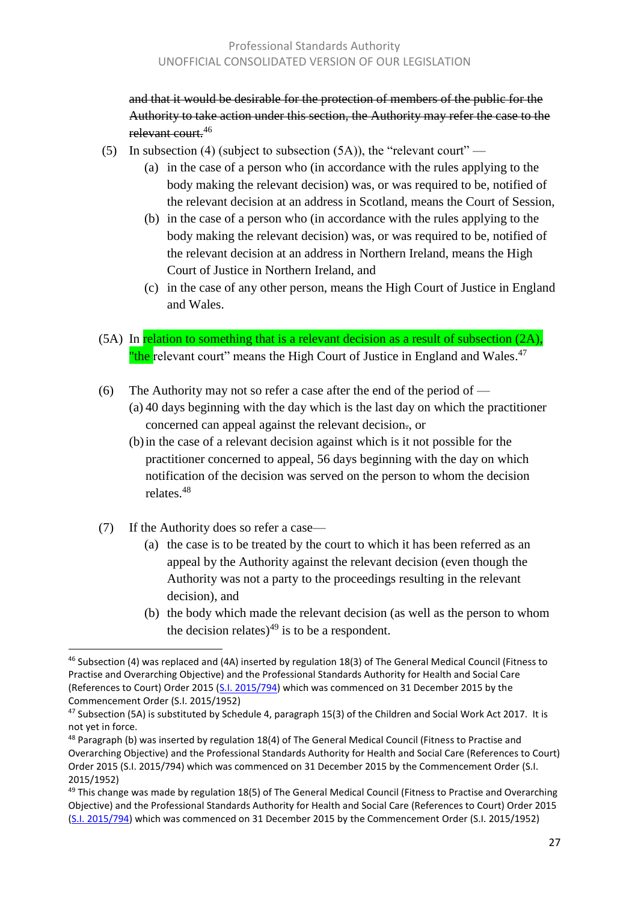~~and that it would be desirable for the protection of members of the public for the Authority to take action under this section, the Authority may refer the case to the relevant court.~~[46]

(5) In subsection (4) (subject to subsection (5A)), the "relevant court" —

- (a) in the case of a person who (in accordance with the rules applying to the body making the relevant decision) was, or was required to be, notified of the relevant decision at an address in Scotland, means the Court of Session,
- (b) in the case of a person who (in accordance with the rules applying to the body making the relevant decision) was, or was required to be, notified of the relevant decision at an address in Northern Ireland, means the High Court of Justice in Northern Ireland, and
- (c) in the case of any other person, means the High Court of Justice in England and Wales.

(5A) In relation to something that is a relevant decision as a result of subsection (2A), "the relevant court" means the High Court of Justice in England and Wales.[47]

(6) The Authority may not so refer a case after the end of the period of —

- (a) 40 days beginning with the day which is the last day on which the practitioner concerned can appeal against the relevant decision~~.~~, or
- (b) in the case of a relevant decision against which is it not possible for the practitioner concerned to appeal, 56 days beginning with the day on which notification of the decision was served on the person to whom the decision relates.[48]

(7) If the Authority does so refer a case—

- (a) the case is to be treated by the court to which it has been referred as an appeal by the Authority against the relevant decision (even though the Authority was not a party to the proceedings resulting in the relevant decision), and
- (b) the body which made the relevant decision (as well as the person to whom the decision relates)[49] is to be a respondent.

---

[46] Subsection (4) was replaced and (4A) inserted by regulation 18(3) of The General Medical Council (Fitness to Practise and Overarching Objective) and the Professional Standards Authority for Health and Social Care (References to Court) Order 2015 (S.I. 2015/794) which was commenced on 31 December 2015 by the Commencement Order (S.I. 2015/1952)

[47] Subsection (5A) is substituted by Schedule 4, paragraph 15(3) of the Children and Social Work Act 2017. It is not yet in force.

[48] Paragraph (b) was inserted by regulation 18(4) of The General Medical Council (Fitness to Practise and Overarching Objective) and the Professional Standards Authority for Health and Social Care (References to Court) Order 2015 (S.I. 2015/794) which was commenced on 31 December 2015 by the Commencement Order (S.I. 2015/1952)

[49] This change was made by regulation 18(5) of The General Medical Council (Fitness to Practise and Overarching Objective) and the Professional Standards Authority for Health and Social Care (References to Court) Order 2015 (S.I. 2015/794) which was commenced on 31 December 2015 by the Commencement Order (S.I. 2015/1952)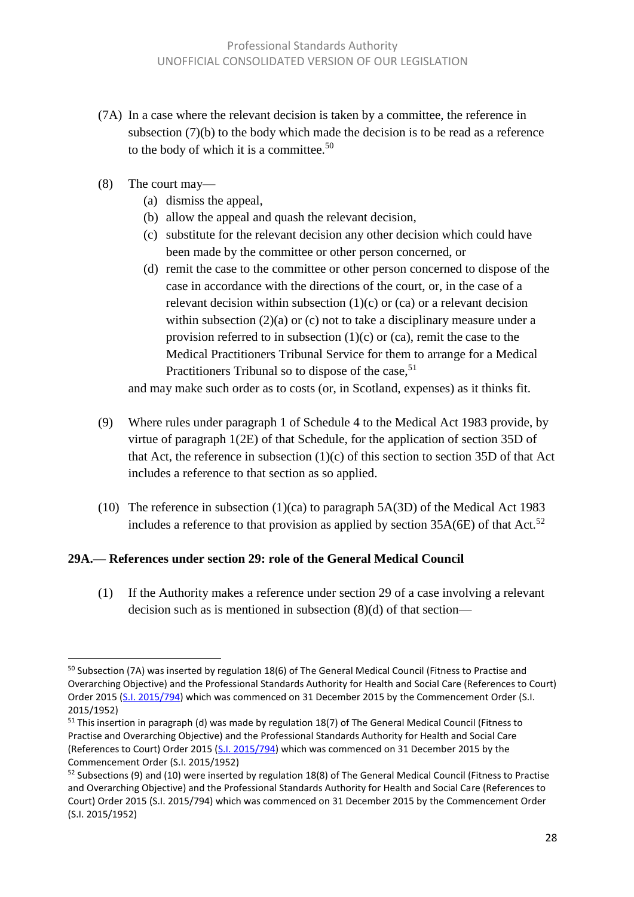(7A) In a case where the relevant decision is taken by a committee, the reference in subsection (7)(b) to the body which made the decision is to be read as a reference to the body of which it is a committee.[50]

(8) The court may—

- (a) dismiss the appeal,
- (b) allow the appeal and quash the relevant decision,
- (c) substitute for the relevant decision any other decision which could have been made by the committee or other person concerned, or
- (d) remit the case to the committee or other person concerned to dispose of the case in accordance with the directions of the court, or, in the case of a relevant decision within subsection (1)(c) or (ca) or a relevant decision within subsection (2)(a) or (c) not to take a disciplinary measure under a provision referred to in subsection (1)(c) or (ca), remit the case to the Medical Practitioners Tribunal Service for them to arrange for a Medical Practitioners Tribunal so to dispose of the case,[51]

and may make such order as to costs (or, in Scotland, expenses) as it thinks fit.

(9) Where rules under paragraph 1 of Schedule 4 to the Medical Act 1983 provide, by virtue of paragraph 1(2E) of that Schedule, for the application of section 35D of that Act, the reference in subsection (1)(c) of this section to section 35D of that Act includes a reference to that section as so applied.

(10) The reference in subsection (1)(ca) to paragraph 5A(3D) of the Medical Act 1983 includes a reference to that provision as applied by section 35A(6E) of that Act.[52]

**29A.— References under section 29: role of the General Medical Council**

(1) If the Authority makes a reference under section 29 of a case involving a relevant decision such as is mentioned in subsection (8)(d) of that section—

---

[50] Subsection (7A) was inserted by regulation 18(6) of The General Medical Council (Fitness to Practise and Overarching Objective) and the Professional Standards Authority for Health and Social Care (References to Court) Order 2015 (S.I. 2015/794) which was commenced on 31 December 2015 by the Commencement Order (S.I. 2015/1952)

[51] This insertion in paragraph (d) was made by regulation 18(7) of The General Medical Council (Fitness to Practise and Overarching Objective) and the Professional Standards Authority for Health and Social Care (References to Court) Order 2015 (S.I. 2015/794) which was commenced on 31 December 2015 by the Commencement Order (S.I. 2015/1952)

[52] Subsections (9) and (10) were inserted by regulation 18(8) of The General Medical Council (Fitness to Practise and Overarching Objective) and the Professional Standards Authority for Health and Social Care (References to Court) Order 2015 (S.I. 2015/794) which was commenced on 31 December 2015 by the Commencement Order (S.I. 2015/1952)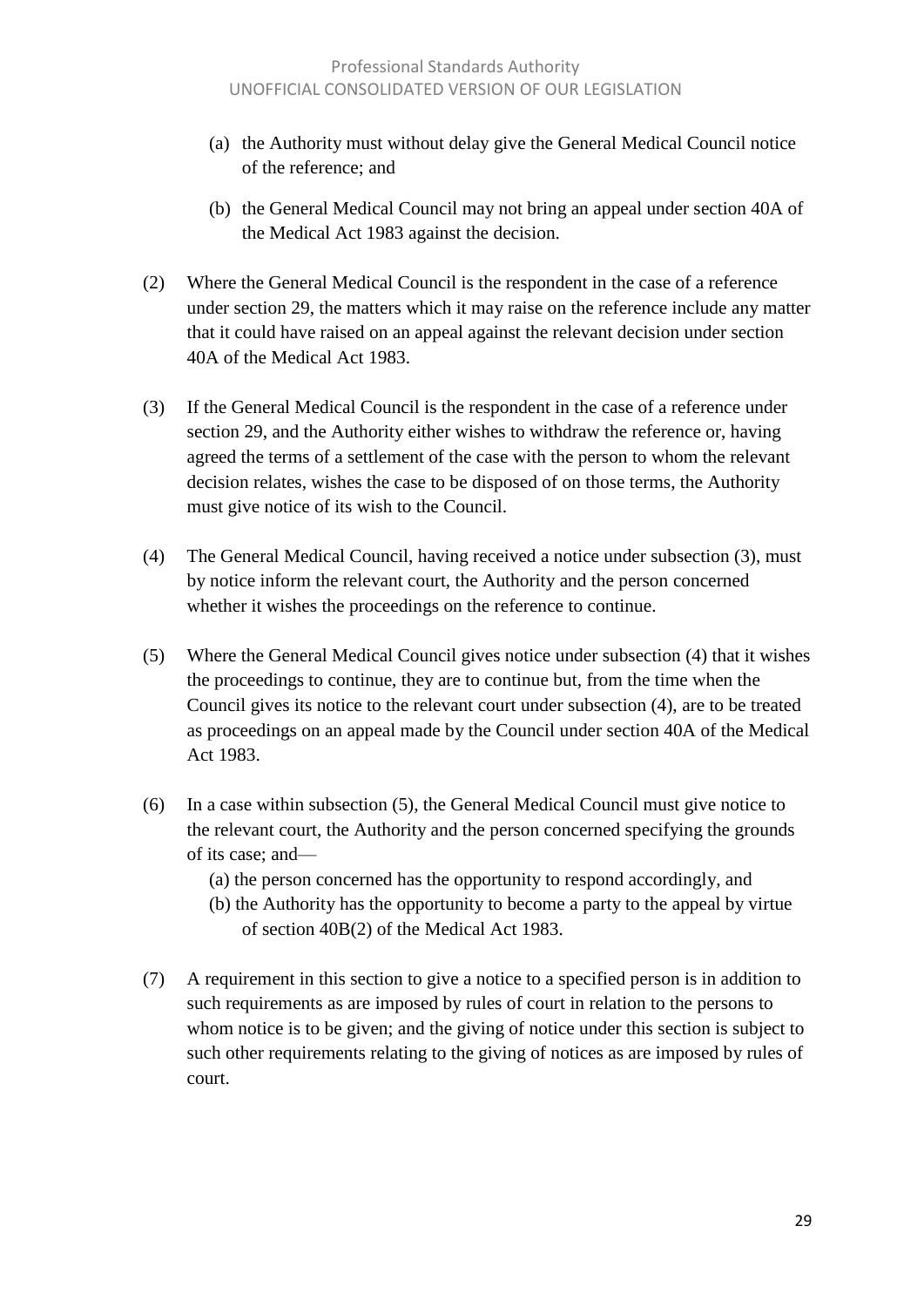(a) the Authority must without delay give the General Medical Council notice of the reference; and

(b) the General Medical Council may not bring an appeal under section 40A of the Medical Act 1983 against the decision.

(2) Where the General Medical Council is the respondent in the case of a reference under section 29, the matters which it may raise on the reference include any matter that it could have raised on an appeal against the relevant decision under section 40A of the Medical Act 1983.

(3) If the General Medical Council is the respondent in the case of a reference under section 29, and the Authority either wishes to withdraw the reference or, having agreed the terms of a settlement of the case with the person to whom the relevant decision relates, wishes the case to be disposed of on those terms, the Authority must give notice of its wish to the Council.

(4) The General Medical Council, having received a notice under subsection (3), must by notice inform the relevant court, the Authority and the person concerned whether it wishes the proceedings on the reference to continue.

(5) Where the General Medical Council gives notice under subsection (4) that it wishes the proceedings to continue, they are to continue but, from the time when the Council gives its notice to the relevant court under subsection (4), are to be treated as proceedings on an appeal made by the Council under section 40A of the Medical Act 1983.

(6) In a case within subsection (5), the General Medical Council must give notice to the relevant court, the Authority and the person concerned specifying the grounds of its case; and—

(a) the person concerned has the opportunity to respond accordingly, and

(b) the Authority has the opportunity to become a party to the appeal by virtue of section 40B(2) of the Medical Act 1983.

(7) A requirement in this section to give a notice to a specified person is in addition to such requirements as are imposed by rules of court in relation to the persons to whom notice is to be given; and the giving of notice under this section is subject to such other requirements relating to the giving of notices as are imposed by rules of court.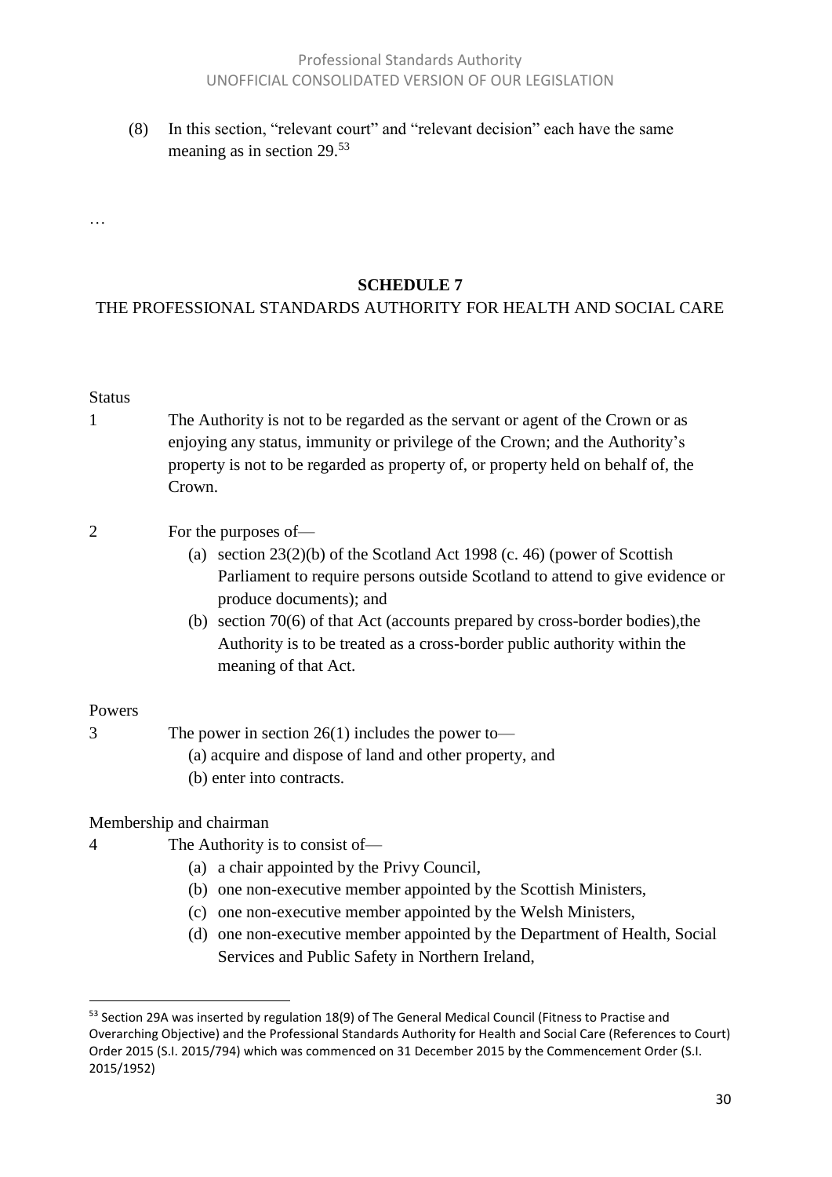(8) In this section, "relevant court" and "relevant decision" each have the same meaning as in section 29.[53]

…

## SCHEDULE 7

### THE PROFESSIONAL STANDARDS AUTHORITY FOR HEALTH AND SOCIAL CARE

Status

1 The Authority is not to be regarded as the servant or agent of the Crown or as enjoying any status, immunity or privilege of the Crown; and the Authority's property is not to be regarded as property of, or property held on behalf of, the Crown.

2 For the purposes of—

(a) section 23(2)(b) of the Scotland Act 1998 (c. 46) (power of Scottish Parliament to require persons outside Scotland to attend to give evidence or produce documents); and

(b) section 70(6) of that Act (accounts prepared by cross-border bodies),the Authority is to be treated as a cross-border public authority within the meaning of that Act.

Powers

3 The power in section 26(1) includes the power to—

(a) acquire and dispose of land and other property, and

(b) enter into contracts.

Membership and chairman

4 The Authority is to consist of—

(a) a chair appointed by the Privy Council,

(b) one non-executive member appointed by the Scottish Ministers,

(c) one non-executive member appointed by the Welsh Ministers,

(d) one non-executive member appointed by the Department of Health, Social Services and Public Safety in Northern Ireland,

---

[53] Section 29A was inserted by regulation 18(9) of The General Medical Council (Fitness to Practise and Overarching Objective) and the Professional Standards Authority for Health and Social Care (References to Court) Order 2015 (S.I. 2015/794) which was commenced on 31 December 2015 by the Commencement Order (S.I. 2015/1952)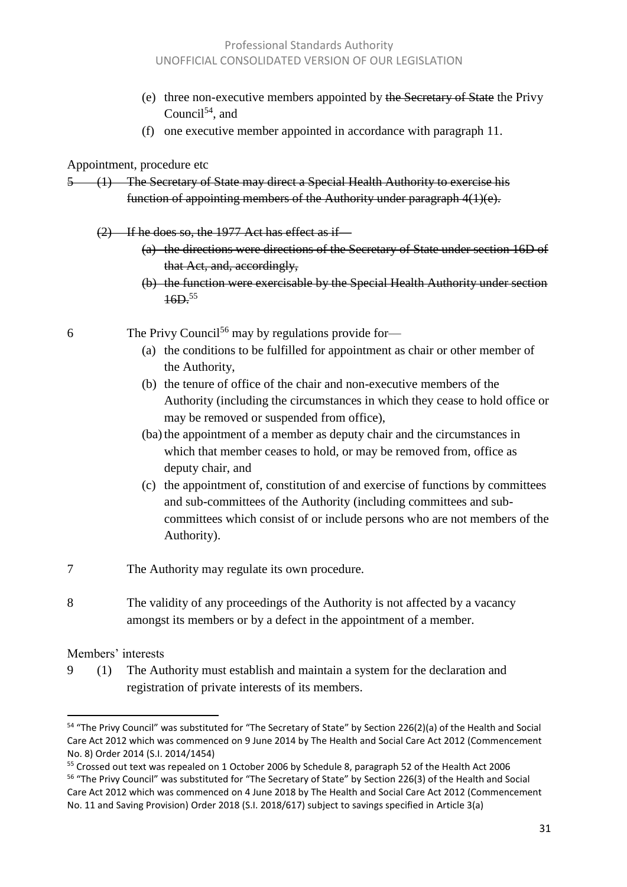(e) three non-executive members appointed by ~~the Secretary of State~~ the Privy Council[54], and

(f) one executive member appointed in accordance with paragraph 11.

Appointment, procedure etc

~~5 (1) The Secretary of State may direct a Special Health Authority to exercise his function of appointing members of the Authority under paragraph 4(1)(e).~~

~~(2) If he does so, the 1977 Act has effect as if—~~

~~(a) the directions were directions of the Secretary of State under section 16D of that Act, and, accordingly,~~

~~(b) the function were exercisable by the Special Health Authority under section 16D.~~[55]

6 The Privy Council[56] may by regulations provide for—

(a) the conditions to be fulfilled for appointment as chair or other member of the Authority,

(b) the tenure of office of the chair and non-executive members of the Authority (including the circumstances in which they cease to hold office or may be removed or suspended from office),

(ba) the appointment of a member as deputy chair and the circumstances in which that member ceases to hold, or may be removed from, office as deputy chair, and

(c) the appointment of, constitution of and exercise of functions by committees and sub-committees of the Authority (including committees and sub-committees which consist of or include persons who are not members of the Authority).

7 The Authority may regulate its own procedure.

8 The validity of any proceedings of the Authority is not affected by a vacancy amongst its members or by a defect in the appointment of a member.

Members' interests

9 (1) The Authority must establish and maintain a system for the declaration and registration of private interests of its members.

---

[54] "The Privy Council" was substituted for "The Secretary of State" by Section 226(2)(a) of the Health and Social Care Act 2012 which was commenced on 9 June 2014 by The Health and Social Care Act 2012 (Commencement No. 8) Order 2014 (S.I. 2014/1454)

[55] Crossed out text was repealed on 1 October 2006 by Schedule 8, paragraph 52 of the Health Act 2006

[56] "The Privy Council" was substituted for "The Secretary of State" by Section 226(3) of the Health and Social Care Act 2012 which was commenced on 4 June 2018 by The Health and Social Care Act 2012 (Commencement No. 11 and Saving Provision) Order 2018 (S.I. 2018/617) subject to savings specified in Article 3(a)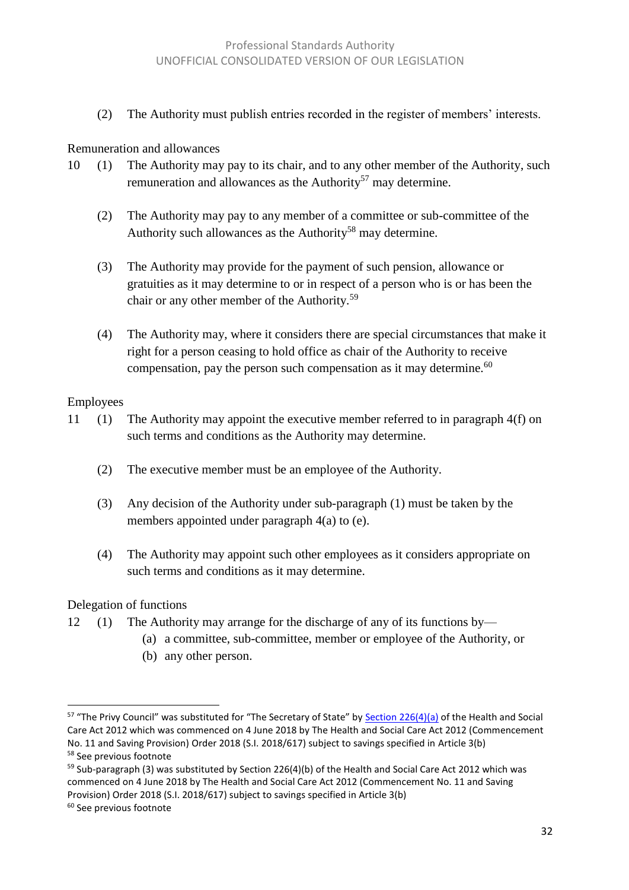(2) The Authority must publish entries recorded in the register of members' interests.

Remuneration and allowances

10 (1) The Authority may pay to its chair, and to any other member of the Authority, such remuneration and allowances as the Authority[57] may determine.

(2) The Authority may pay to any member of a committee or sub-committee of the Authority such allowances as the Authority[58] may determine.

(3) The Authority may provide for the payment of such pension, allowance or gratuities as it may determine to or in respect of a person who is or has been the chair or any other member of the Authority.[59]

(4) The Authority may, where it considers there are special circumstances that make it right for a person ceasing to hold office as chair of the Authority to receive compensation, pay the person such compensation as it may determine.[60]

Employees

11 (1) The Authority may appoint the executive member referred to in paragraph 4(f) on such terms and conditions as the Authority may determine.

(2) The executive member must be an employee of the Authority.

(3) Any decision of the Authority under sub-paragraph (1) must be taken by the members appointed under paragraph 4(a) to (e).

(4) The Authority may appoint such other employees as it considers appropriate on such terms and conditions as it may determine.

Delegation of functions

12 (1) The Authority may arrange for the discharge of any of its functions by—

(a) a committee, sub-committee, member or employee of the Authority, or

(b) any other person.

---

[57] "The Privy Council" was substituted for "The Secretary of State" by Section 226(4)(a) of the Health and Social Care Act 2012 which was commenced on 4 June 2018 by The Health and Social Care Act 2012 (Commencement No. 11 and Saving Provision) Order 2018 (S.I. 2018/617) subject to savings specified in Article 3(b)

[58] See previous footnote

[59] Sub-paragraph (3) was substituted by Section 226(4)(b) of the Health and Social Care Act 2012 which was commenced on 4 June 2018 by The Health and Social Care Act 2012 (Commencement No. 11 and Saving Provision) Order 2018 (S.I. 2018/617) subject to savings specified in Article 3(b)

[60] See previous footnote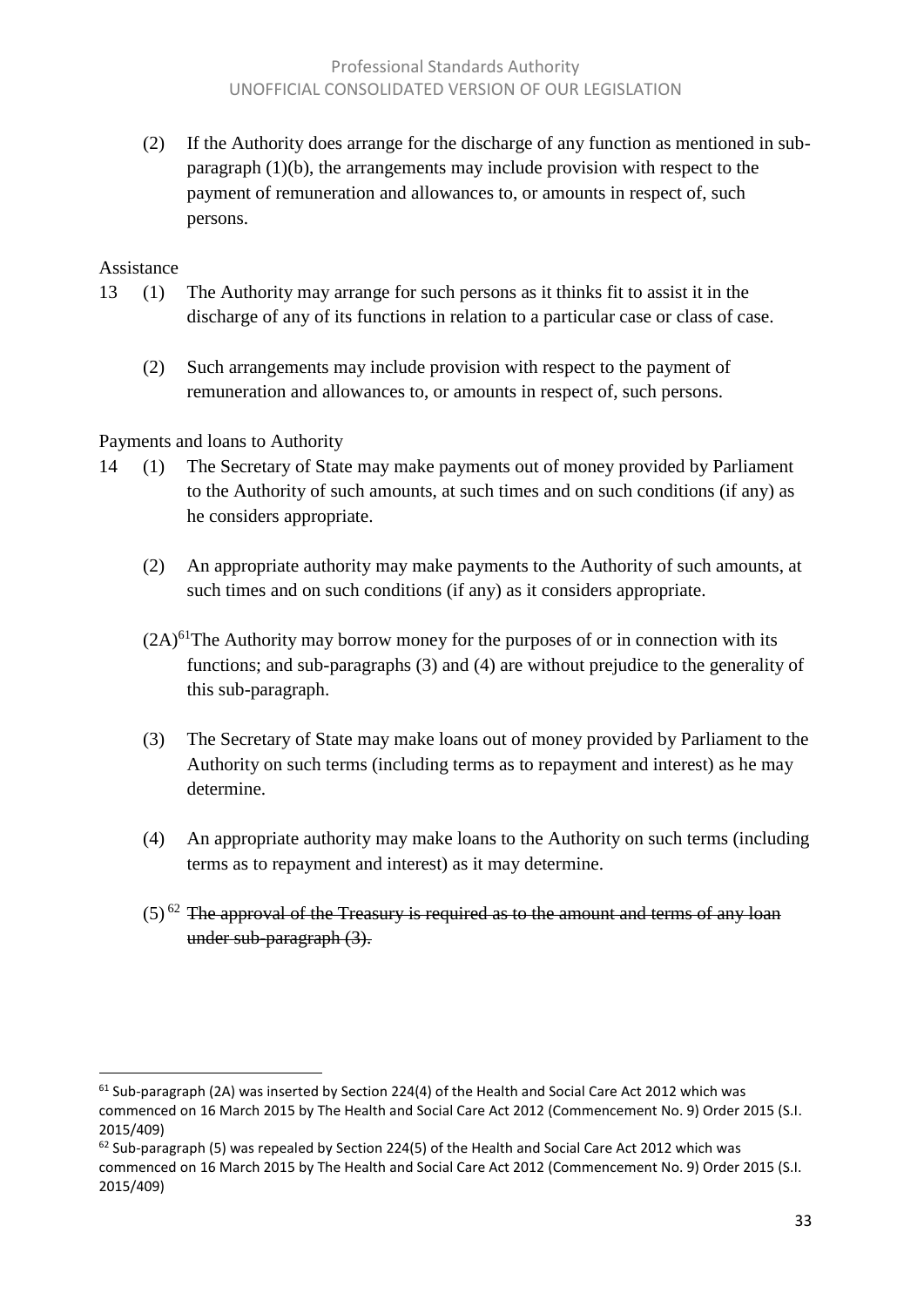(2) If the Authority does arrange for the discharge of any function as mentioned in sub-paragraph (1)(b), the arrangements may include provision with respect to the payment of remuneration and allowances to, or amounts in respect of, such persons.

Assistance

13 (1) The Authority may arrange for such persons as it thinks fit to assist it in the discharge of any of its functions in relation to a particular case or class of case.

(2) Such arrangements may include provision with respect to the payment of remuneration and allowances to, or amounts in respect of, such persons.

Payments and loans to Authority

14 (1) The Secretary of State may make payments out of money provided by Parliament to the Authority of such amounts, at such times and on such conditions (if any) as he considers appropriate.

(2) An appropriate authority may make payments to the Authority of such amounts, at such times and on such conditions (if any) as it considers appropriate.

(2A)[61] The Authority may borrow money for the purposes of or in connection with its functions; and sub-paragraphs (3) and (4) are without prejudice to the generality of this sub-paragraph.

(3) The Secretary of State may make loans out of money provided by Parliament to the Authority on such terms (including terms as to repayment and interest) as he may determine.

(4) An appropriate authority may make loans to the Authority on such terms (including terms as to repayment and interest) as it may determine.

(5) [62] ~~The approval of the Treasury is required as to the amount and terms of any loan under sub-paragraph (3).~~

---

[61] Sub-paragraph (2A) was inserted by Section 224(4) of the Health and Social Care Act 2012 which was commenced on 16 March 2015 by The Health and Social Care Act 2012 (Commencement No. 9) Order 2015 (S.I. 2015/409)

[62] Sub-paragraph (5) was repealed by Section 224(5) of the Health and Social Care Act 2012 which was commenced on 16 March 2015 by The Health and Social Care Act 2012 (Commencement No. 9) Order 2015 (S.I. 2015/409)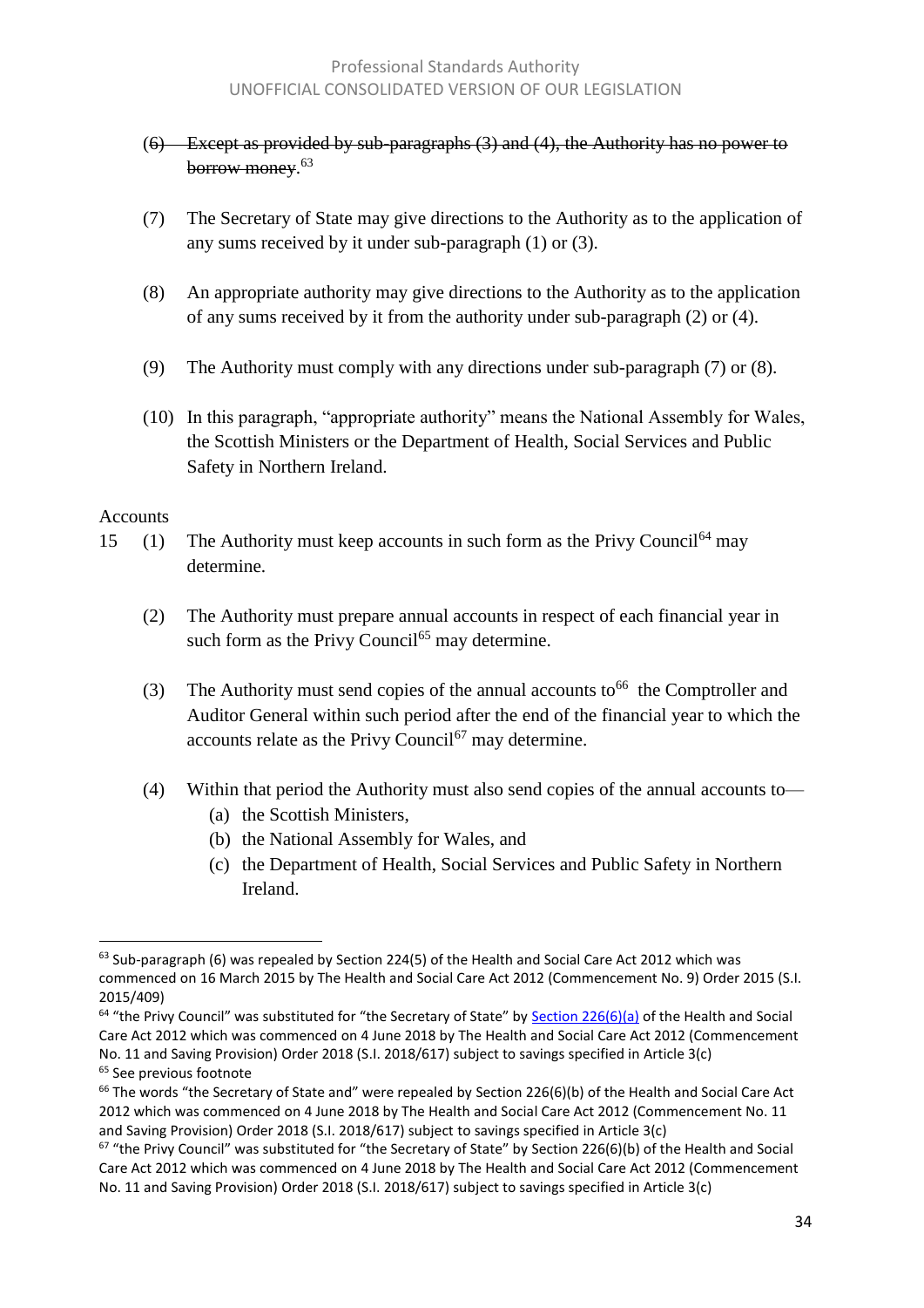(6) ~~Except as provided by sub-paragraphs (3) and (4), the Authority has no power to borrow money.~~[63]

(7) The Secretary of State may give directions to the Authority as to the application of any sums received by it under sub-paragraph (1) or (3).

(8) An appropriate authority may give directions to the Authority as to the application of any sums received by it from the authority under sub-paragraph (2) or (4).

(9) The Authority must comply with any directions under sub-paragraph (7) or (8).

(10) In this paragraph, "appropriate authority" means the National Assembly for Wales, the Scottish Ministers or the Department of Health, Social Services and Public Safety in Northern Ireland.

Accounts

15 (1) The Authority must keep accounts in such form as the Privy Council[64] may determine.

(2) The Authority must prepare annual accounts in respect of each financial year in such form as the Privy Council[65] may determine.

(3) The Authority must send copies of the annual accounts to[66] the Comptroller and Auditor General within such period after the end of the financial year to which the accounts relate as the Privy Council[67] may determine.

(4) Within that period the Authority must also send copies of the annual accounts to—

(a) the Scottish Ministers,

(b) the National Assembly for Wales, and

(c) the Department of Health, Social Services and Public Safety in Northern Ireland.

---

[63] Sub-paragraph (6) was repealed by Section 224(5) of the Health and Social Care Act 2012 which was commenced on 16 March 2015 by The Health and Social Care Act 2012 (Commencement No. 9) Order 2015 (S.I. 2015/409)

[64] "the Privy Council" was substituted for "the Secretary of State" by Section 226(6)(a) of the Health and Social Care Act 2012 which was commenced on 4 June 2018 by The Health and Social Care Act 2012 (Commencement No. 11 and Saving Provision) Order 2018 (S.I. 2018/617) subject to savings specified in Article 3(c)

[65] See previous footnote

[66] The words "the Secretary of State and" were repealed by Section 226(6)(b) of the Health and Social Care Act 2012 which was commenced on 4 June 2018 by The Health and Social Care Act 2012 (Commencement No. 11 and Saving Provision) Order 2018 (S.I. 2018/617) subject to savings specified in Article 3(c)

[67] "the Privy Council" was substituted for "the Secretary of State" by Section 226(6)(b) of the Health and Social Care Act 2012 which was commenced on 4 June 2018 by The Health and Social Care Act 2012 (Commencement No. 11 and Saving Provision) Order 2018 (S.I. 2018/617) subject to savings specified in Article 3(c)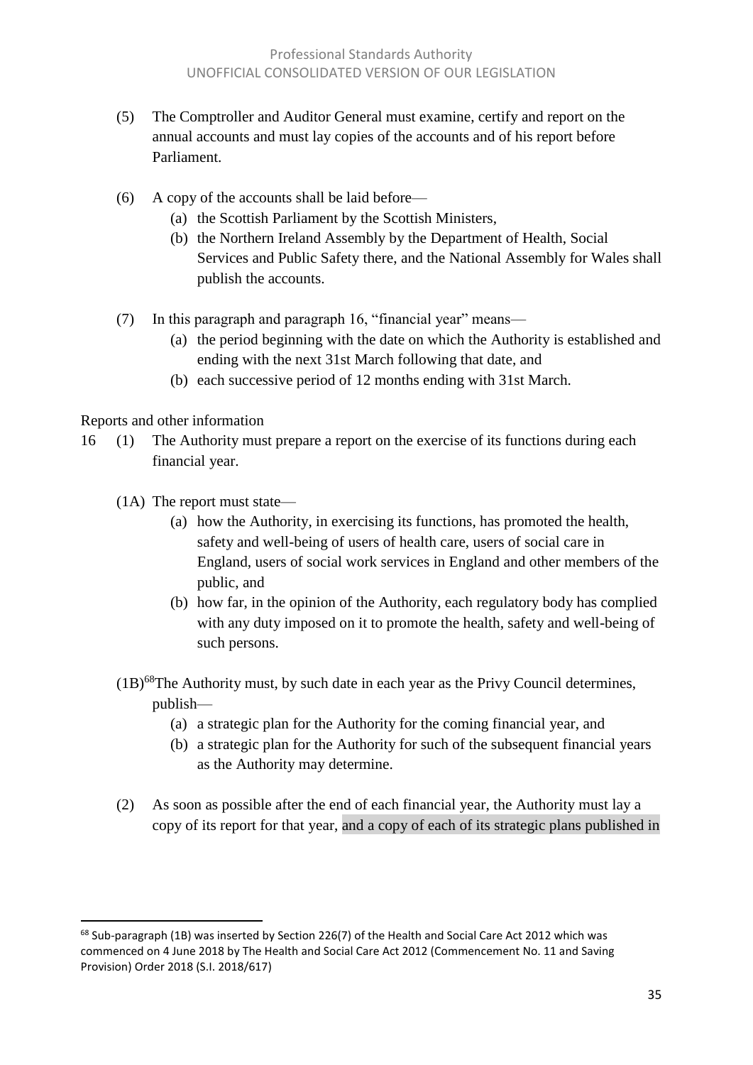(5) The Comptroller and Auditor General must examine, certify and report on the annual accounts and must lay copies of the accounts and of his report before Parliament.

(6) A copy of the accounts shall be laid before—
- (a) the Scottish Parliament by the Scottish Ministers,
- (b) the Northern Ireland Assembly by the Department of Health, Social Services and Public Safety there, and the National Assembly for Wales shall publish the accounts.

(7) In this paragraph and paragraph 16, "financial year" means—
- (a) the period beginning with the date on which the Authority is established and ending with the next 31st March following that date, and
- (b) each successive period of 12 months ending with 31st March.

Reports and other information

16 (1) The Authority must prepare a report on the exercise of its functions during each financial year.

(1A) The report must state—
- (a) how the Authority, in exercising its functions, has promoted the health, safety and well-being of users of health care, users of social care in England, users of social work services in England and other members of the public, and
- (b) how far, in the opinion of the Authority, each regulatory body has complied with any duty imposed on it to promote the health, safety and well-being of such persons.

(1B)[68] The Authority must, by such date in each year as the Privy Council determines, publish—
- (a) a strategic plan for the Authority for the coming financial year, and
- (b) a strategic plan for the Authority for such of the subsequent financial years as the Authority may determine.

(2) As soon as possible after the end of each financial year, the Authority must lay a copy of its report for that year, and a copy of each of its strategic plans published in

---

[68] Sub-paragraph (1B) was inserted by Section 226(7) of the Health and Social Care Act 2012 which was commenced on 4 June 2018 by The Health and Social Care Act 2012 (Commencement No. 11 and Saving Provision) Order 2018 (S.I. 2018/617)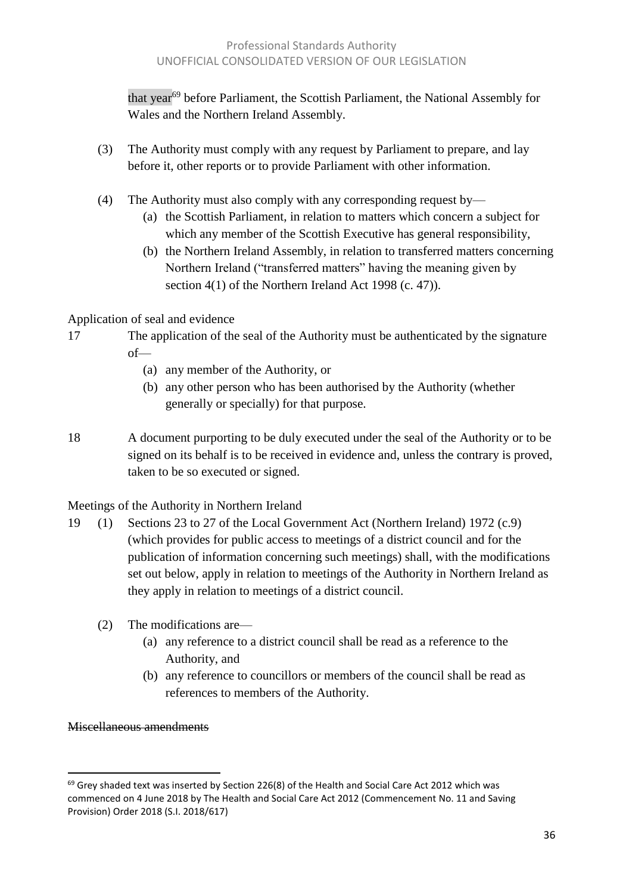that year[69] before Parliament, the Scottish Parliament, the National Assembly for Wales and the Northern Ireland Assembly.

(3) The Authority must comply with any request by Parliament to prepare, and lay before it, other reports or to provide Parliament with other information.

(4) The Authority must also comply with any corresponding request by—

(a) the Scottish Parliament, in relation to matters which concern a subject for which any member of the Scottish Executive has general responsibility,

(b) the Northern Ireland Assembly, in relation to transferred matters concerning Northern Ireland ("transferred matters" having the meaning given by section 4(1) of the Northern Ireland Act 1998 (c. 47)).

Application of seal and evidence

17 The application of the seal of the Authority must be authenticated by the signature of—

(a) any member of the Authority, or

(b) any other person who has been authorised by the Authority (whether generally or specially) for that purpose.

18 A document purporting to be duly executed under the seal of the Authority or to be signed on its behalf is to be received in evidence and, unless the contrary is proved, taken to be so executed or signed.

Meetings of the Authority in Northern Ireland

19 (1) Sections 23 to 27 of the Local Government Act (Northern Ireland) 1972 (c.9) (which provides for public access to meetings of a district council and for the publication of information concerning such meetings) shall, with the modifications set out below, apply in relation to meetings of the Authority in Northern Ireland as they apply in relation to meetings of a district council.

(2) The modifications are—

(a) any reference to a district council shall be read as a reference to the Authority, and

(b) any reference to councillors or members of the council shall be read as references to members of the Authority.

~~Miscellaneous amendments~~

[69] Grey shaded text was inserted by Section 226(8) of the Health and Social Care Act 2012 which was commenced on 4 June 2018 by The Health and Social Care Act 2012 (Commencement No. 11 and Saving Provision) Order 2018 (S.I. 2018/617)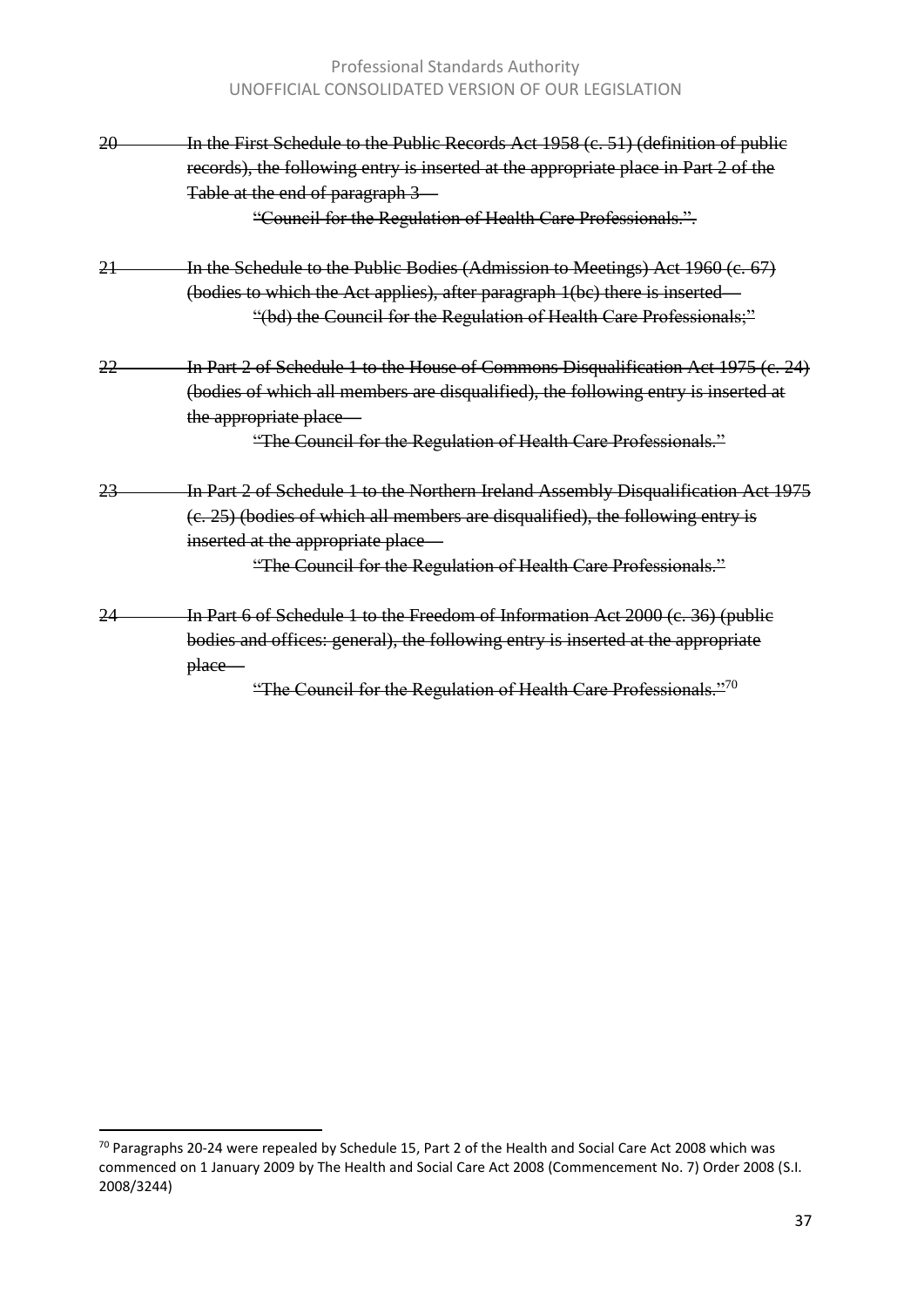~~20 In the First Schedule to the Public Records Act 1958 (c. 51) (definition of public records), the following entry is inserted at the appropriate place in Part 2 of the Table at the end of paragraph 3—~~

~~"Council for the Regulation of Health Care Professionals.".~~

~~21 In the Schedule to the Public Bodies (Admission to Meetings) Act 1960 (c. 67) (bodies to which the Act applies), after paragraph 1(bc) there is inserted—~~

~~"(bd) the Council for the Regulation of Health Care Professionals;"~~

~~22 In Part 2 of Schedule 1 to the House of Commons Disqualification Act 1975 (c. 24) (bodies of which all members are disqualified), the following entry is inserted at the appropriate place—~~

~~"The Council for the Regulation of Health Care Professionals."~~

~~23 In Part 2 of Schedule 1 to the Northern Ireland Assembly Disqualification Act 1975 (c. 25) (bodies of which all members are disqualified), the following entry is inserted at the appropriate place—~~

~~"The Council for the Regulation of Health Care Professionals."~~

~~24 In Part 6 of Schedule 1 to the Freedom of Information Act 2000 (c. 36) (public bodies and offices: general), the following entry is inserted at the appropriate place—~~

~~"The Council for the Regulation of Health Care Professionals."~~[70]

---

[70] Paragraphs 20-24 were repealed by Schedule 15, Part 2 of the Health and Social Care Act 2008 which was commenced on 1 January 2009 by The Health and Social Care Act 2008 (Commencement No. 7) Order 2008 (S.I. 2008/3244)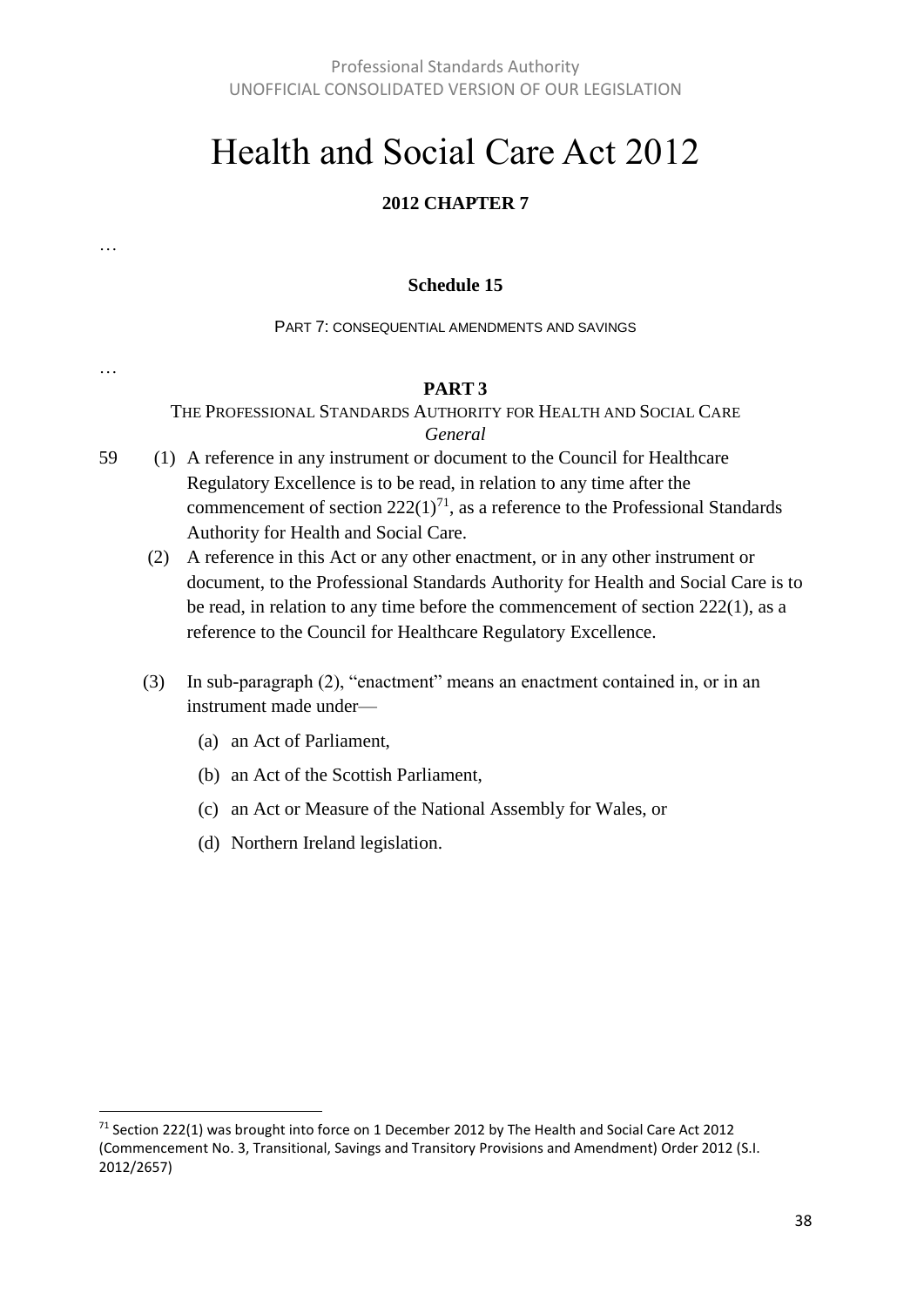# Health and Social Care Act 2012

**2012 CHAPTER 7**

…

**Schedule 15**

PART 7: CONSEQUENTIAL AMENDMENTS AND SAVINGS

…

**PART 3**

THE PROFESSIONAL STANDARDS AUTHORITY FOR HEALTH AND SOCIAL CARE

*General*

59 (1) A reference in any instrument or document to the Council for Healthcare Regulatory Excellence is to be read, in relation to any time after the commencement of section 222(1)[71], as a reference to the Professional Standards Authority for Health and Social Care.

(2) A reference in this Act or any other enactment, or in any other instrument or document, to the Professional Standards Authority for Health and Social Care is to be read, in relation to any time before the commencement of section 222(1), as a reference to the Council for Healthcare Regulatory Excellence.

(3) In sub-paragraph (2), "enactment" means an enactment contained in, or in an instrument made under—

(a) an Act of Parliament,

(b) an Act of the Scottish Parliament,

(c) an Act or Measure of the National Assembly for Wales, or

(d) Northern Ireland legislation.

---

[71] Section 222(1) was brought into force on 1 December 2012 by The Health and Social Care Act 2012 (Commencement No. 3, Transitional, Savings and Transitory Provisions and Amendment) Order 2012 (S.I. 2012/2657)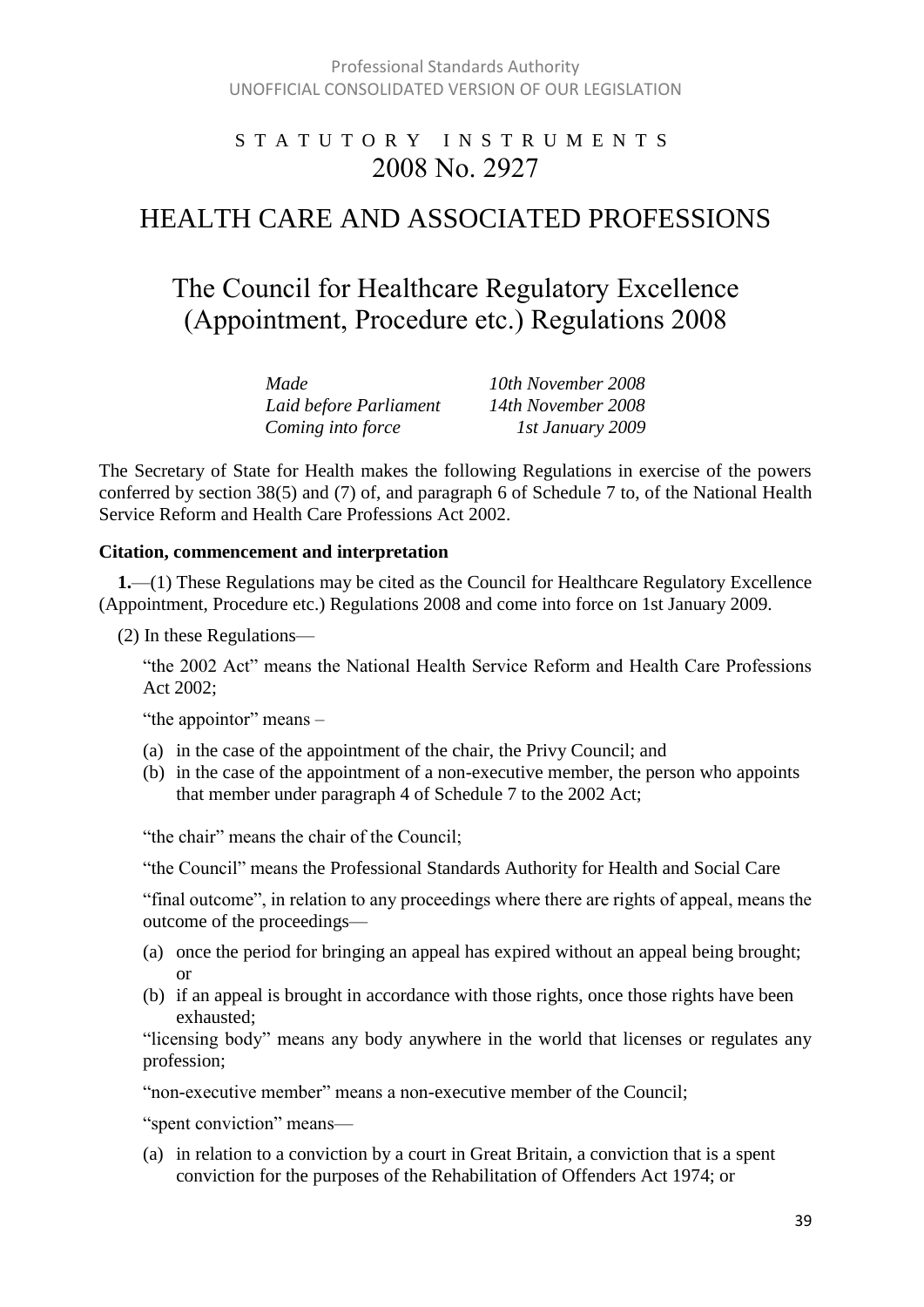# STATUTORY INSTRUMENTS

# 2008 No. 2927

## HEALTH CARE AND ASSOCIATED PROFESSIONS

## The Council for Healthcare Regulatory Excellence (Appointment, Procedure etc.) Regulations 2008

| | |
|---|---|
| *Made* | *10th November 2008* |
| *Laid before Parliament* | *14th November 2008* |
| *Coming into force* | *1st January 2009* |

The Secretary of State for Health makes the following Regulations in exercise of the powers conferred by section 38(5) and (7) of, and paragraph 6 of Schedule 7 to, of the National Health Service Reform and Health Care Professions Act 2002.

**Citation, commencement and interpretation**

**1.**—(1) These Regulations may be cited as the Council for Healthcare Regulatory Excellence (Appointment, Procedure etc.) Regulations 2008 and come into force on 1st January 2009.

(2) In these Regulations—

"the 2002 Act" means the National Health Service Reform and Health Care Professions Act 2002;

"the appointor" means –

(a) in the case of the appointment of the chair, the Privy Council; and
(b) in the case of the appointment of a non-executive member, the person who appoints that member under paragraph 4 of Schedule 7 to the 2002 Act;

"the chair" means the chair of the Council;

"the Council" means the Professional Standards Authority for Health and Social Care

"final outcome", in relation to any proceedings where there are rights of appeal, means the outcome of the proceedings—

(a) once the period for bringing an appeal has expired without an appeal being brought; or
(b) if an appeal is brought in accordance with those rights, once those rights have been exhausted;

"licensing body" means any body anywhere in the world that licenses or regulates any profession;

"non-executive member" means a non-executive member of the Council;

"spent conviction" means—

(a) in relation to a conviction by a court in Great Britain, a conviction that is a spent conviction for the purposes of the Rehabilitation of Offenders Act 1974; or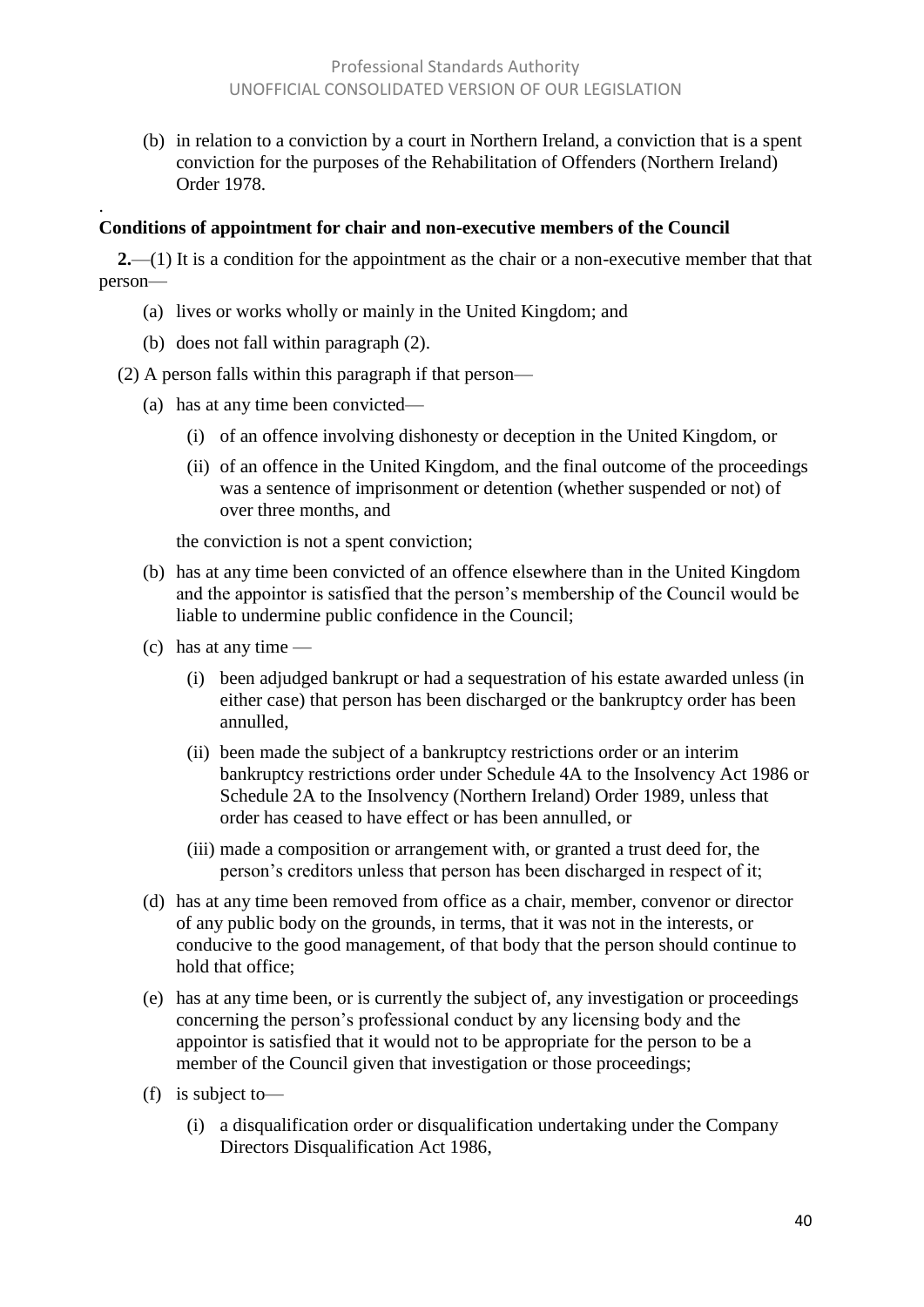(b) in relation to a conviction by a court in Northern Ireland, a conviction that is a spent conviction for the purposes of the Rehabilitation of Offenders (Northern Ireland) Order 1978.

.

**Conditions of appointment for chair and non-executive members of the Council**

**2.**—(1) It is a condition for the appointment as the chair or a non-executive member that that person—

(a) lives or works wholly or mainly in the United Kingdom; and

(b) does not fall within paragraph (2).

(2) A person falls within this paragraph if that person—

(a) has at any time been convicted—

(i) of an offence involving dishonesty or deception in the United Kingdom, or

(ii) of an offence in the United Kingdom, and the final outcome of the proceedings was a sentence of imprisonment or detention (whether suspended or not) of over three months, and

the conviction is not a spent conviction;

(b) has at any time been convicted of an offence elsewhere than in the United Kingdom and the appointor is satisfied that the person's membership of the Council would be liable to undermine public confidence in the Council;

(c) has at any time —

(i) been adjudged bankrupt or had a sequestration of his estate awarded unless (in either case) that person has been discharged or the bankruptcy order has been annulled,

(ii) been made the subject of a bankruptcy restrictions order or an interim bankruptcy restrictions order under Schedule 4A to the Insolvency Act 1986 or Schedule 2A to the Insolvency (Northern Ireland) Order 1989, unless that order has ceased to have effect or has been annulled, or

(iii) made a composition or arrangement with, or granted a trust deed for, the person's creditors unless that person has been discharged in respect of it;

(d) has at any time been removed from office as a chair, member, convenor or director of any public body on the grounds, in terms, that it was not in the interests, or conducive to the good management, of that body that the person should continue to hold that office;

(e) has at any time been, or is currently the subject of, any investigation or proceedings concerning the person's professional conduct by any licensing body and the appointor is satisfied that it would not to be appropriate for the person to be a member of the Council given that investigation or those proceedings;

(f) is subject to—

(i) a disqualification order or disqualification undertaking under the Company Directors Disqualification Act 1986,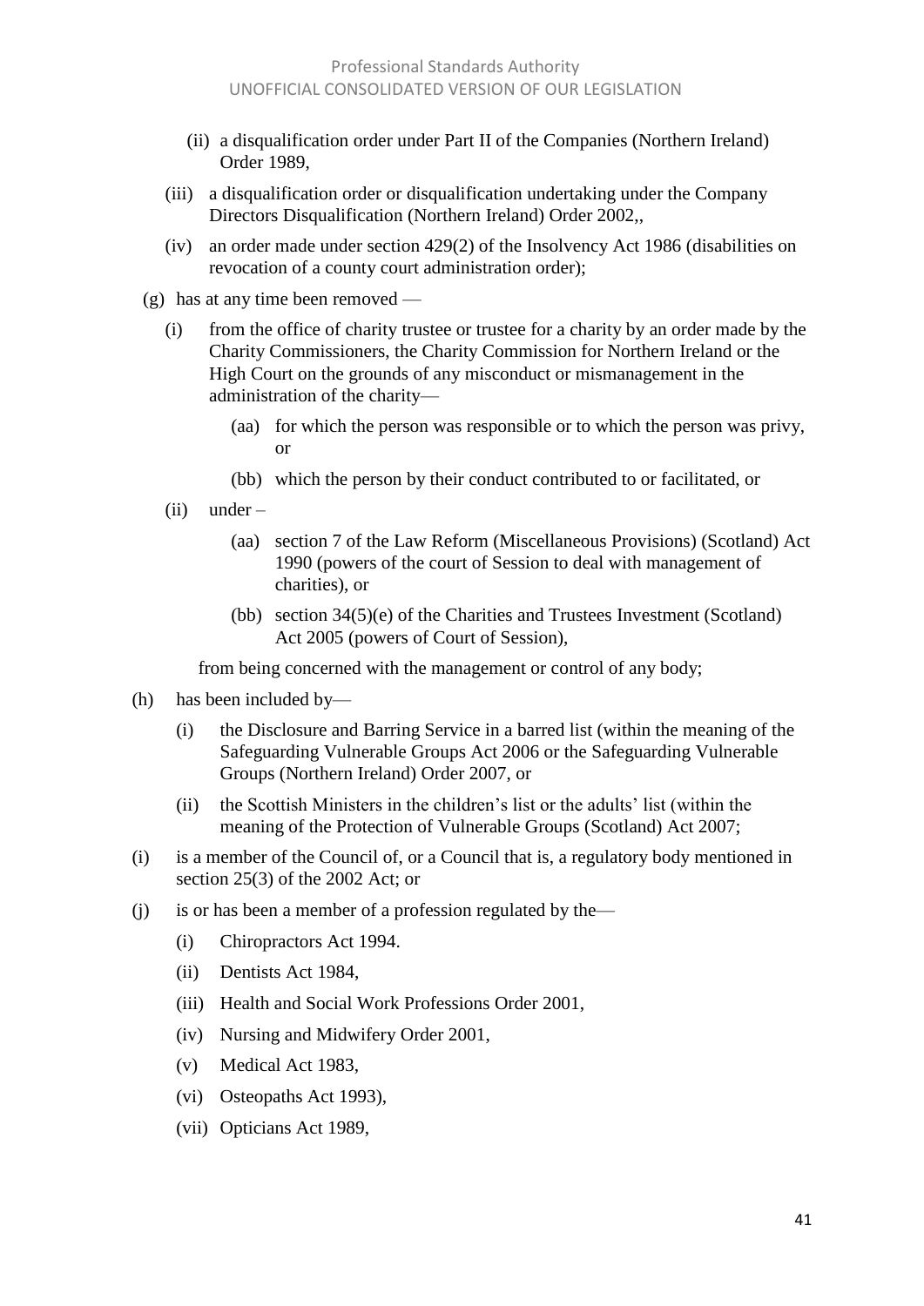(ii) a disqualification order under Part II of the Companies (Northern Ireland) Order 1989,

(iii) a disqualification order or disqualification undertaking under the Company Directors Disqualification (Northern Ireland) Order 2002,,

(iv) an order made under section 429(2) of the Insolvency Act 1986 (disabilities on revocation of a county court administration order);

(g) has at any time been removed —

(i) from the office of charity trustee or trustee for a charity by an order made by the Charity Commissioners, the Charity Commission for Northern Ireland or the High Court on the grounds of any misconduct or mismanagement in the administration of the charity—

(aa) for which the person was responsible or to which the person was privy, or

(bb) which the person by their conduct contributed to or facilitated, or

(ii) under –

(aa) section 7 of the Law Reform (Miscellaneous Provisions) (Scotland) Act 1990 (powers of the court of Session to deal with management of charities), or

(bb) section 34(5)(e) of the Charities and Trustees Investment (Scotland) Act 2005 (powers of Court of Session),

from being concerned with the management or control of any body;

(h) has been included by—

(i) the Disclosure and Barring Service in a barred list (within the meaning of the Safeguarding Vulnerable Groups Act 2006 or the Safeguarding Vulnerable Groups (Northern Ireland) Order 2007, or

(ii) the Scottish Ministers in the children's list or the adults' list (within the meaning of the Protection of Vulnerable Groups (Scotland) Act 2007;

(i) is a member of the Council of, or a Council that is, a regulatory body mentioned in section 25(3) of the 2002 Act; or

(j) is or has been a member of a profession regulated by the—

(i) Chiropractors Act 1994.

(ii) Dentists Act 1984,

(iii) Health and Social Work Professions Order 2001,

(iv) Nursing and Midwifery Order 2001,

(v) Medical Act 1983,

(vi) Osteopaths Act 1993),

(vii) Opticians Act 1989,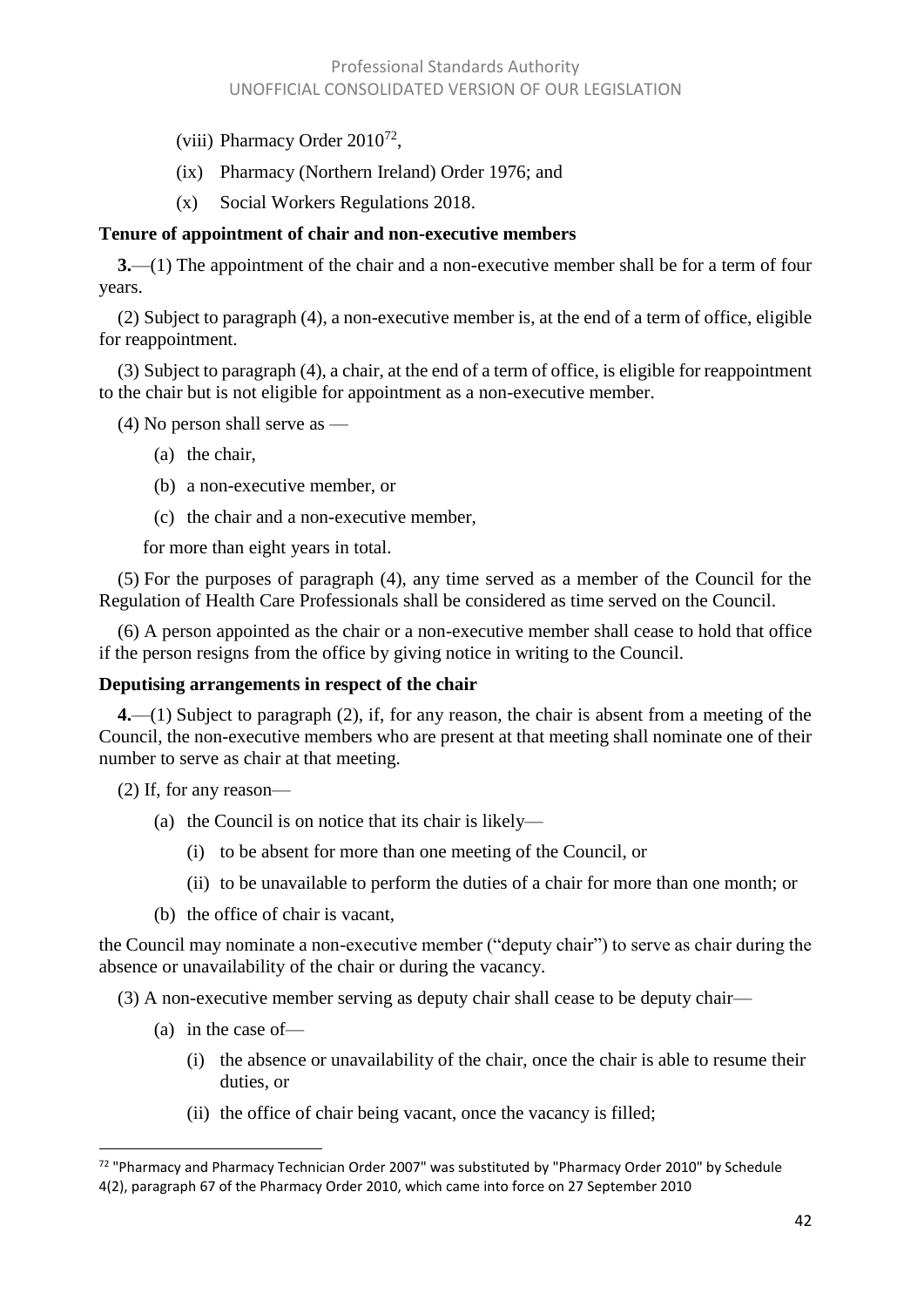(viii) Pharmacy Order 2010[72],

(ix) Pharmacy (Northern Ireland) Order 1976; and

(x) Social Workers Regulations 2018.

**Tenure of appointment of chair and non-executive members**

**3.**—(1) The appointment of the chair and a non-executive member shall be for a term of four years.

(2) Subject to paragraph (4), a non-executive member is, at the end of a term of office, eligible for reappointment.

(3) Subject to paragraph (4), a chair, at the end of a term of office, is eligible for reappointment to the chair but is not eligible for appointment as a non-executive member.

(4) No person shall serve as —

(a) the chair,

(b) a non-executive member, or

(c) the chair and a non-executive member,

for more than eight years in total.

(5) For the purposes of paragraph (4), any time served as a member of the Council for the Regulation of Health Care Professionals shall be considered as time served on the Council.

(6) A person appointed as the chair or a non-executive member shall cease to hold that office if the person resigns from the office by giving notice in writing to the Council.

**Deputising arrangements in respect of the chair**

**4.**—(1) Subject to paragraph (2), if, for any reason, the chair is absent from a meeting of the Council, the non-executive members who are present at that meeting shall nominate one of their number to serve as chair at that meeting.

(2) If, for any reason—

(a) the Council is on notice that its chair is likely—

(i) to be absent for more than one meeting of the Council, or

(ii) to be unavailable to perform the duties of a chair for more than one month; or

(b) the office of chair is vacant,

the Council may nominate a non-executive member ("deputy chair") to serve as chair during the absence or unavailability of the chair or during the vacancy.

(3) A non-executive member serving as deputy chair shall cease to be deputy chair—

(a) in the case of—

(i) the absence or unavailability of the chair, once the chair is able to resume their duties, or

(ii) the office of chair being vacant, once the vacancy is filled;

---

[72] "Pharmacy and Pharmacy Technician Order 2007" was substituted by "Pharmacy Order 2010" by Schedule 4(2), paragraph 67 of the Pharmacy Order 2010, which came into force on 27 September 2010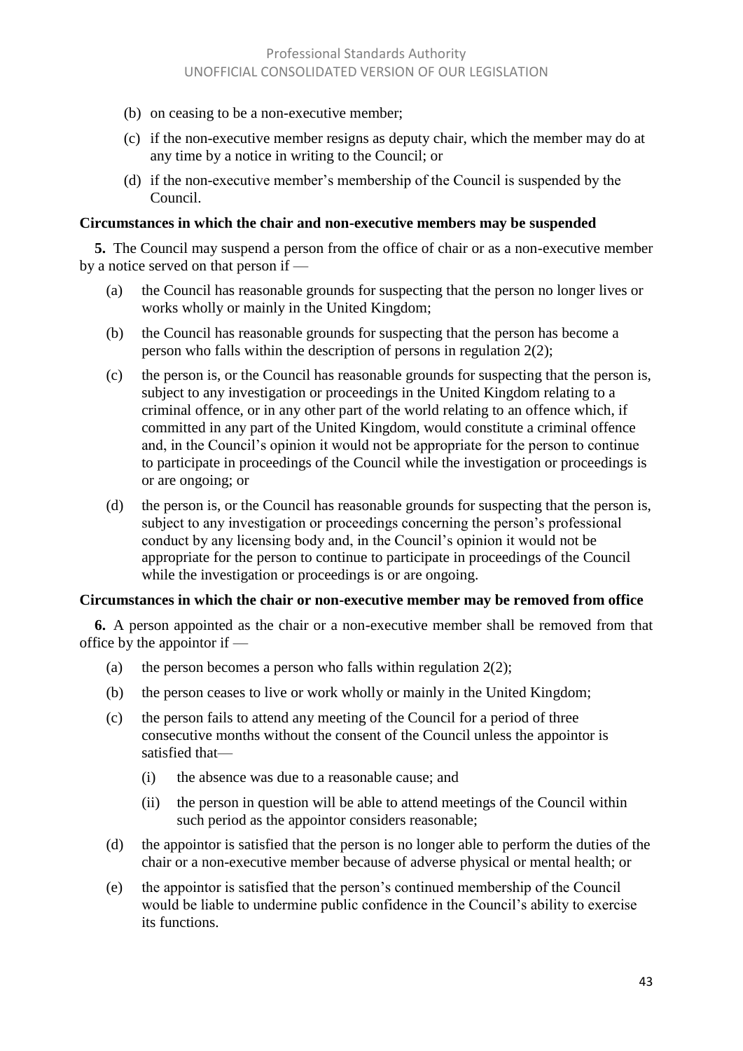(b) on ceasing to be a non-executive member;

(c) if the non-executive member resigns as deputy chair, which the member may do at any time by a notice in writing to the Council; or

(d) if the non-executive member's membership of the Council is suspended by the Council.

**Circumstances in which the chair and non-executive members may be suspended**

**5.** The Council may suspend a person from the office of chair or as a non-executive member by a notice served on that person if —

(a) the Council has reasonable grounds for suspecting that the person no longer lives or works wholly or mainly in the United Kingdom;

(b) the Council has reasonable grounds for suspecting that the person has become a person who falls within the description of persons in regulation 2(2);

(c) the person is, or the Council has reasonable grounds for suspecting that the person is, subject to any investigation or proceedings in the United Kingdom relating to a criminal offence, or in any other part of the world relating to an offence which, if committed in any part of the United Kingdom, would constitute a criminal offence and, in the Council's opinion it would not be appropriate for the person to continue to participate in proceedings of the Council while the investigation or proceedings is or are ongoing; or

(d) the person is, or the Council has reasonable grounds for suspecting that the person is, subject to any investigation or proceedings concerning the person's professional conduct by any licensing body and, in the Council's opinion it would not be appropriate for the person to continue to participate in proceedings of the Council while the investigation or proceedings is or are ongoing.

**Circumstances in which the chair or non-executive member may be removed from office**

**6.** A person appointed as the chair or a non-executive member shall be removed from that office by the appointor if —

(a) the person becomes a person who falls within regulation 2(2);

(b) the person ceases to live or work wholly or mainly in the United Kingdom;

(c) the person fails to attend any meeting of the Council for a period of three consecutive months without the consent of the Council unless the appointor is satisfied that—

   (i) the absence was due to a reasonable cause; and

   (ii) the person in question will be able to attend meetings of the Council within such period as the appointor considers reasonable;

(d) the appointor is satisfied that the person is no longer able to perform the duties of the chair or a non-executive member because of adverse physical or mental health; or

(e) the appointor is satisfied that the person's continued membership of the Council would be liable to undermine public confidence in the Council's ability to exercise its functions.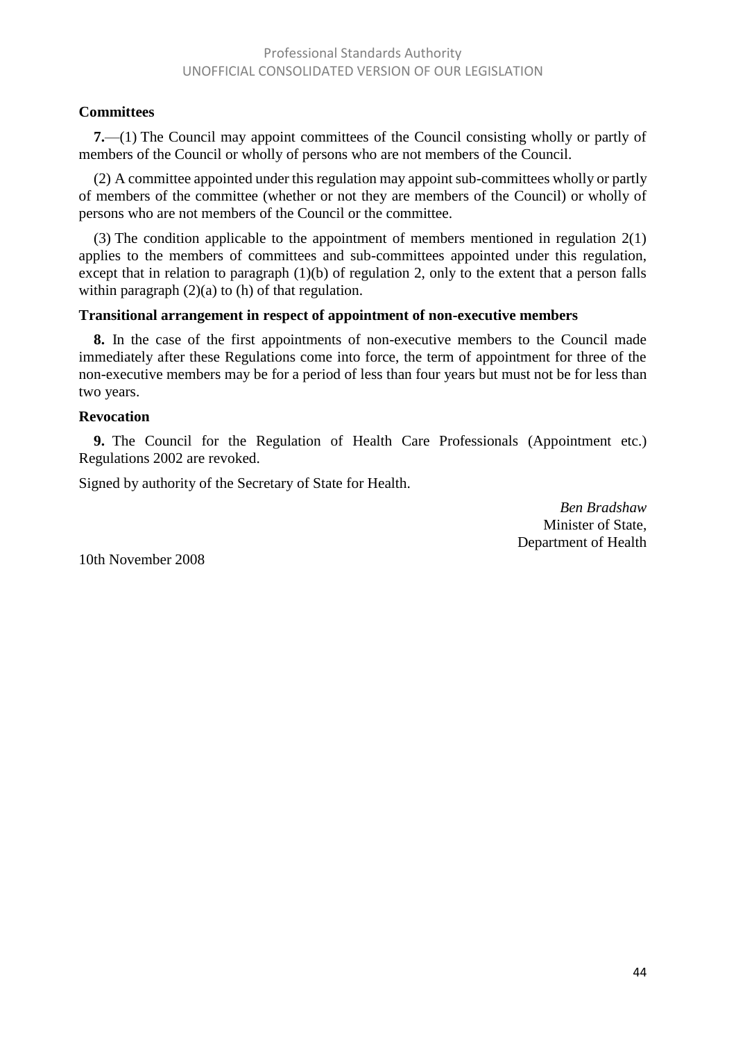### Committees

**7.**—(1) The Council may appoint committees of the Council consisting wholly or partly of members of the Council or wholly of persons who are not members of the Council.

(2) A committee appointed under this regulation may appoint sub-committees wholly or partly of members of the committee (whether or not they are members of the Council) or wholly of persons who are not members of the Council or the committee.

(3) The condition applicable to the appointment of members mentioned in regulation 2(1) applies to the members of committees and sub-committees appointed under this regulation, except that in relation to paragraph (1)(b) of regulation 2, only to the extent that a person falls within paragraph (2)(a) to (h) of that regulation.

### Transitional arrangement in respect of appointment of non-executive members

**8.** In the case of the first appointments of non-executive members to the Council made immediately after these Regulations come into force, the term of appointment for three of the non-executive members may be for a period of less than four years but must not be for less than two years.

### Revocation

**9.** The Council for the Regulation of Health Care Professionals (Appointment etc.) Regulations 2002 are revoked.

Signed by authority of the Secretary of State for Health.

*Ben Bradshaw*
Minister of State,
Department of Health

10th November 2008